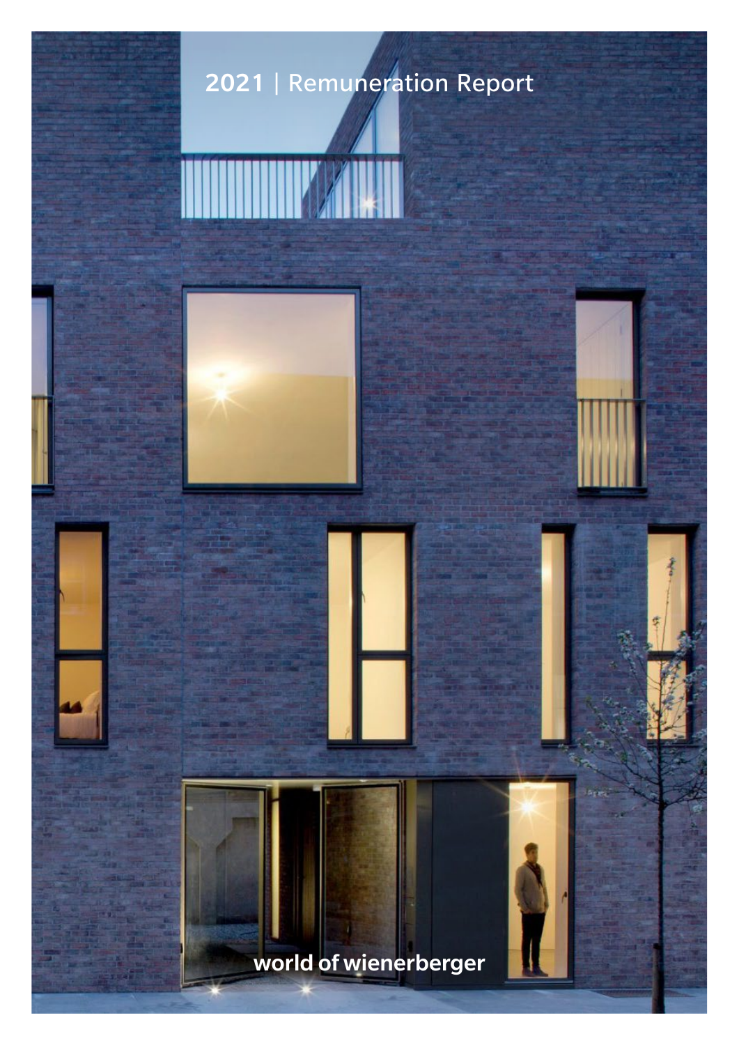# 2021 | Remuneration Report

world of wienerberger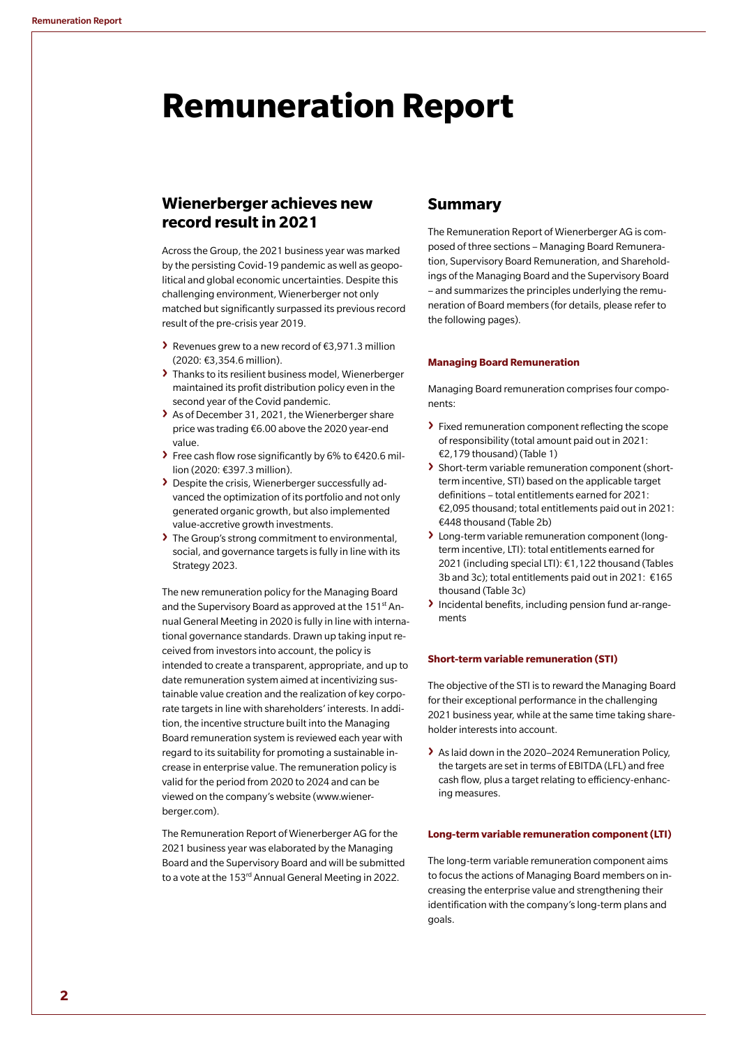# Remuneration Report

## Wienerberger achieves new record result in 2021

Across the Group, the 2021 business year was marked by the persisting Covid-19 pandemic as well as geopolitical and global economic uncertainties. Despite this challenging environment, Wienerberger not only matched but significantly surpassed its previous record result of the pre-crisis year 2019.

- Revenues grew to a new record of €3,971.3 million (2020: €3,354.6 million).
- Thanks to its resilient business model, Wienerberger maintained its profit distribution policy even in the second year of the Covid pandemic.
- As of December 31, 2021, the Wienerberger share price was trading €6.00 above the 2020 year-end value.
- Free cash flow rose significantly by 6% to €420.6 million (2020: €397.3 million).
- Despite the crisis, Wienerberger successfully advanced the optimization of its portfolio and not only generated organic growth, but also implemented value-accretive growth investments.
- The Group's strong commitment to environmental, social, and governance targets is fully in line with its Strategy 2023.

The new remuneration policy for the Managing Board and the Supervisory Board as approved at the 151st Annual General Meeting in 2020 is fully in line with international governance standards. Drawn up taking input received from investors into account, the policy is intended to create a transparent, appropriate, and up to date remuneration system aimed at incentivizing sustainable value creation and the realization of key corporate targets in line with shareholders' interests. In addition, the incentive structure built into the Managing Board remuneration system is reviewed each year with regard to its suitability for promoting a sustainable increase in enterprise value. The remuneration policy is valid for the period from 2020 to 2024 and can be viewed on the company's website (www.wienerberger.com).

The Remuneration Report of Wienerberger AG for the 2021 business year was elaborated by the Managing Board and the Supervisory Board and will be submitted to a vote at the 153rd Annual General Meeting in 2022.

## Summary

The Remuneration Report of Wienerberger AG is composed of three sections – Managing Board Remuneration, Supervisory Board Remuneration, and Shareholdings of the Managing Board and the Supervisory Board – and summarizes the principles underlying the remuneration of Board members (for details, please refer to the following pages).

#### Managing Board Remuneration

Managing Board remuneration comprises four components:

- Fixed remuneration component reflecting the scope of responsibility (total amount paid out in 2021: €2,179 thousand) (Table 1)
- Short-term variable remuneration component (short-term incentive, STI) based on the applicable target definitions – total entitlements earned for 2021: €2,095 thousand; total entitlements paid out in 2021: €448 thousand (Table 2b)
- Long-term variable remuneration component (long-term incentive, LTI): total entitlements earned for 2021 (including special LTI): €1,122 thousand (Tables 3b and 3c); total entitlements paid out in 2021: €165 thousand (Table 3c)
- Incidental benefits, including pension fund ar-rangements

#### Short-term variable remuneration (STI)

The objective of the STI is to reward the Managing Board for their exceptional performance in the challenging 2021 business year, while at the same time taking shareholder interests into account.

- As laid down in the 2020–2024 Remuneration Policy, the targets are set in terms of EBITDA (LFL) and free cash flow, plus a target relating to efficiency-enhancing measures.

#### Long-term variable remuneration component (LTI)

The long-term variable remuneration component aims to focus the actions of Managing Board members on increasing the enterprise value and strengthening their identification with the company's long-term plans and goals.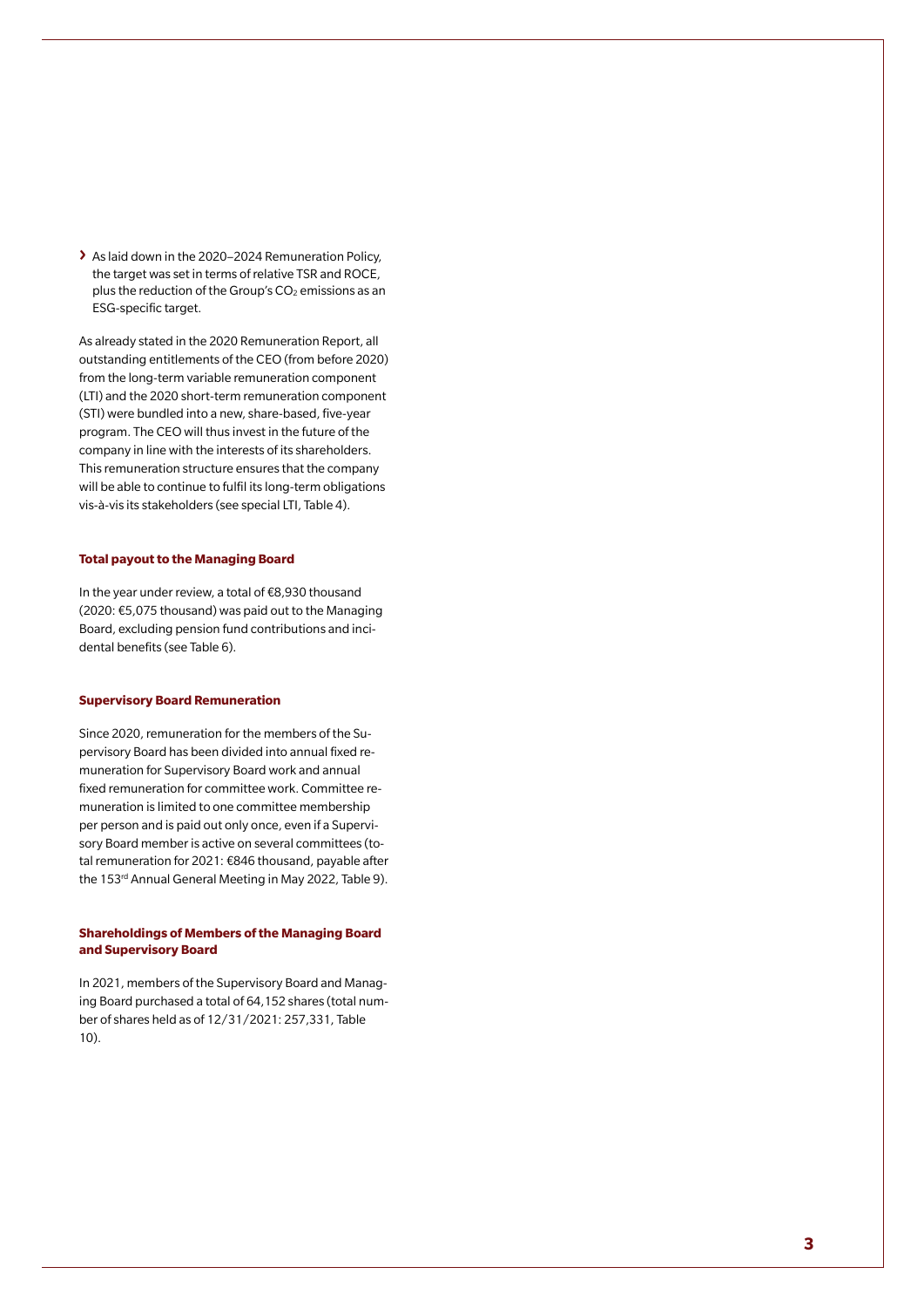- As laid down in the 2020–2024 Remuneration Policy, the target was set in terms of relative TSR and ROCE, plus the reduction of the Group's $CO_2$ emissions as an ESG-specific target.

As already stated in the 2020 Remuneration Report, all outstanding entitlements of the CEO (from before 2020) from the long-term variable remuneration component (LTI) and the 2020 short-term remuneration component (STI) were bundled into a new, share-based, five-year program. The CEO will thus invest in the future of the company in line with the interests of its shareholders. This remuneration structure ensures that the company will be able to continue to fulfil its long-term obligations vis-à-vis its stakeholders (see special LTI, Table 4).

**Total payout to the Managing Board**

In the year under review, a total of €8,930 thousand (2020: €5,075 thousand) was paid out to the Managing Board, excluding pension fund contributions and incidental benefits (see Table 6).

**Supervisory Board Remuneration**

Since 2020, remuneration for the members of the Supervisory Board has been divided into annual fixed remuneration for Supervisory Board work and annual fixed remuneration for committee work. Committee remuneration is limited to one committee membership per person and is paid out only once, even if a Supervisory Board member is active on several committees (total remuneration for 2021: €846 thousand, payable after the 153rd Annual General Meeting in May 2022, Table 9).

**Shareholdings of Members of the Managing Board and Supervisory Board**

In 2021, members of the Supervisory Board and Managing Board purchased a total of 64,152 shares (total number of shares held as of 12/31/2021: 257,331, Table 10).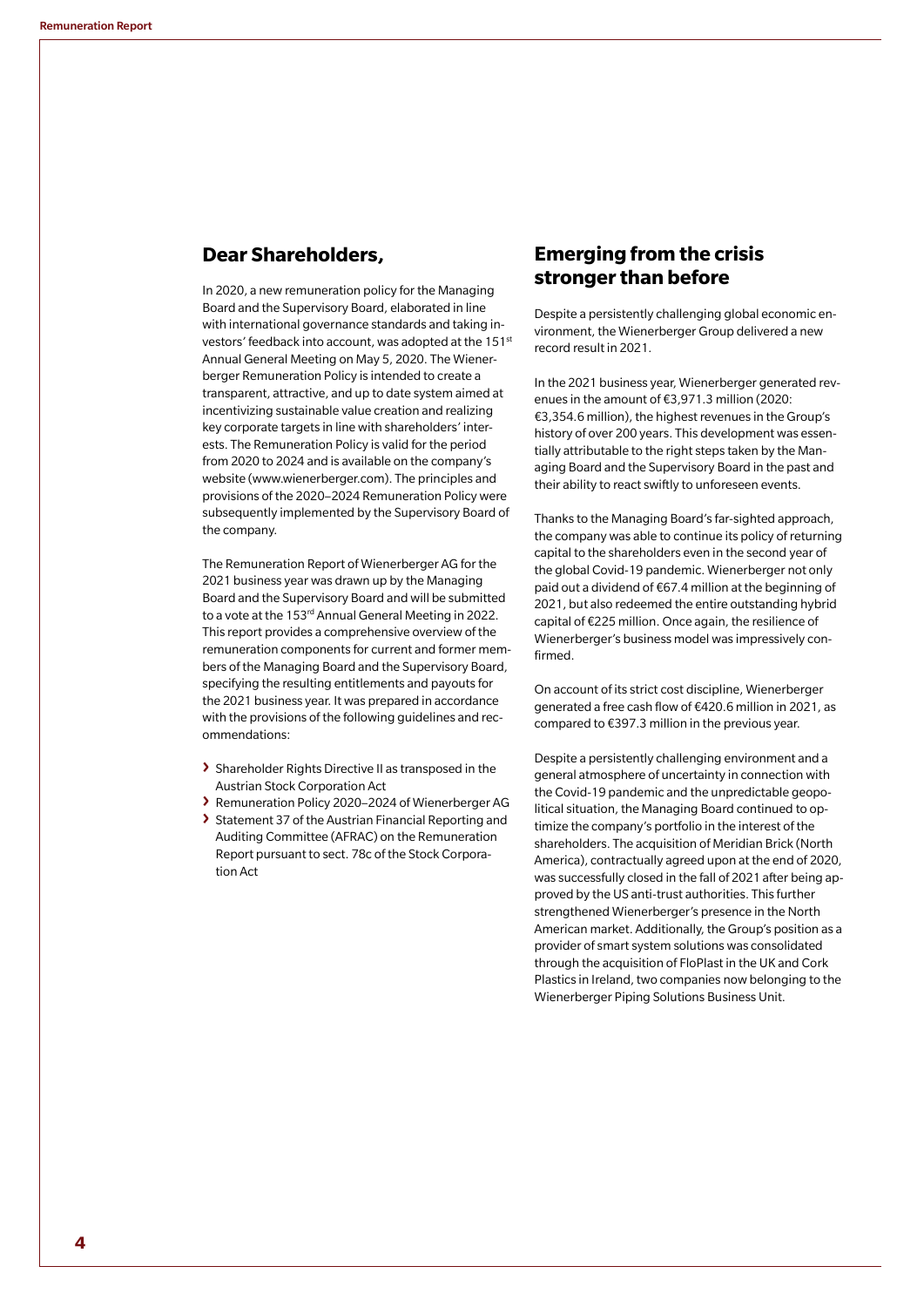## Dear Shareholders,

In 2020, a new remuneration policy for the Managing Board and the Supervisory Board, elaborated in line with international governance standards and taking investors' feedback into account, was adopted at the 151st Annual General Meeting on May 5, 2020. The Wienerberger Remuneration Policy is intended to create a transparent, attractive, and up to date system aimed at incentivizing sustainable value creation and realizing key corporate targets in line with shareholders' interests. The Remuneration Policy is valid for the period from 2020 to 2024 and is available on the company's website (www.wienerberger.com). The principles and provisions of the 2020–2024 Remuneration Policy were subsequently implemented by the Supervisory Board of the company.

The Remuneration Report of Wienerberger AG for the 2021 business year was drawn up by the Managing Board and the Supervisory Board and will be submitted to a vote at the 153rd Annual General Meeting in 2022. This report provides a comprehensive overview of the remuneration components for current and former members of the Managing Board and the Supervisory Board, specifying the resulting entitlements and payouts for the 2021 business year. It was prepared in accordance with the provisions of the following guidelines and recommendations:

- Shareholder Rights Directive II as transposed in the Austrian Stock Corporation Act
- Remuneration Policy 2020–2024 of Wienerberger AG
- Statement 37 of the Austrian Financial Reporting and Auditing Committee (AFRAC) on the Remuneration Report pursuant to sect. 78c of the Stock Corporation Act

## Emerging from the crisis stronger than before

Despite a persistently challenging global economic environment, the Wienerberger Group delivered a new record result in 2021.

In the 2021 business year, Wienerberger generated revenues in the amount of €3,971.3 million (2020: €3,354.6 million), the highest revenues in the Group's history of over 200 years. This development was essentially attributable to the right steps taken by the Managing Board and the Supervisory Board in the past and their ability to react swiftly to unforeseen events.

Thanks to the Managing Board's far-sighted approach, the company was able to continue its policy of returning capital to the shareholders even in the second year of the global Covid-19 pandemic. Wienerberger not only paid out a dividend of €67.4 million at the beginning of 2021, but also redeemed the entire outstanding hybrid capital of €225 million. Once again, the resilience of Wienerberger's business model was impressively confirmed.

On account of its strict cost discipline, Wienerberger generated a free cash flow of €420.6 million in 2021, as compared to €397.3 million in the previous year.

Despite a persistently challenging environment and a general atmosphere of uncertainty in connection with the Covid-19 pandemic and the unpredictable geopolitical situation, the Managing Board continued to optimize the company's portfolio in the interest of the shareholders. The acquisition of Meridian Brick (North America), contractually agreed upon at the end of 2020, was successfully closed in the fall of 2021 after being approved by the US anti-trust authorities. This further strengthened Wienerberger's presence in the North American market. Additionally, the Group's position as a provider of smart system solutions was consolidated through the acquisition of FloPlast in the UK and Cork Plastics in Ireland, two companies now belonging to the Wienerberger Piping Solutions Business Unit.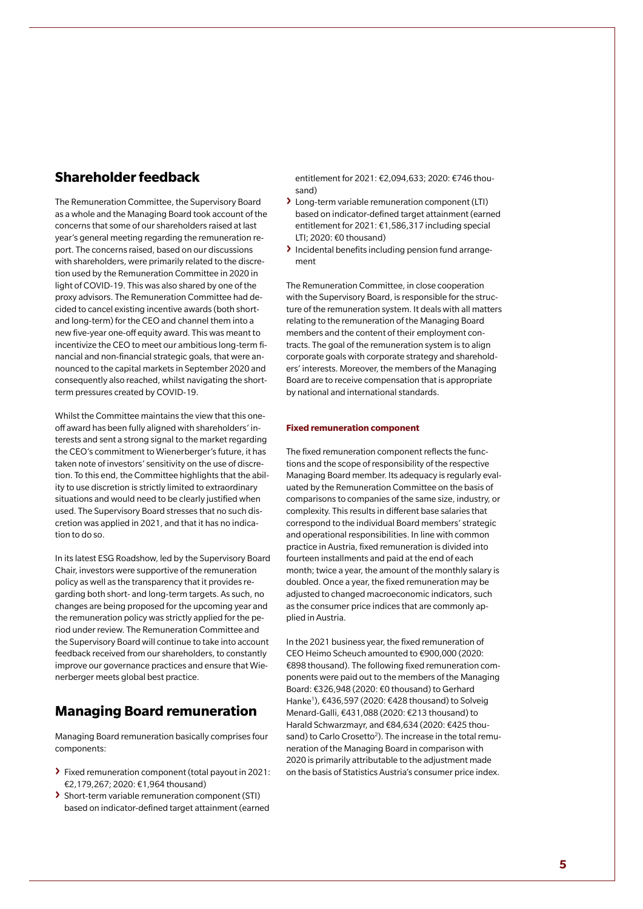## Shareholder feedback

The Remuneration Committee, the Supervisory Board as a whole and the Managing Board took account of the concerns that some of our shareholders raised at last year's general meeting regarding the remuneration report. The concerns raised, based on our discussions with shareholders, were primarily related to the discretion used by the Remuneration Committee in 2020 in light of COVID-19. This was also shared by one of the proxy advisors. The Remuneration Committee had decided to cancel existing incentive awards (both short- and long-term) for the CEO and channel them into a new five-year one-off equity award. This was meant to incentivize the CEO to meet our ambitious long-term financial and non-financial strategic goals, that were announced to the capital markets in September 2020 and consequently also reached, whilst navigating the short-term pressures created by COVID-19.

Whilst the Committee maintains the view that this one-off award has been fully aligned with shareholders' interests and sent a strong signal to the market regarding the CEO's commitment to Wienerberger's future, it has taken note of investors' sensitivity on the use of discretion. To this end, the Committee highlights that the ability to use discretion is strictly limited to extraordinary situations and would need to be clearly justified when used. The Supervisory Board stresses that no such discretion was applied in 2021, and that it has no indication to do so.

In its latest ESG Roadshow, led by the Supervisory Board Chair, investors were supportive of the remuneration policy as well as the transparency that it provides regarding both short- and long-term targets. As such, no changes are being proposed for the upcoming year and the remuneration policy was strictly applied for the period under review. The Remuneration Committee and the Supervisory Board will continue to take into account feedback received from our shareholders, to constantly improve our governance practices and ensure that Wienerberger meets global best practice.

## Managing Board remuneration

Managing Board remuneration basically comprises four components:

- Fixed remuneration component (total payout in 2021: €2,179,267; 2020: €1,964 thousand)
- Short-term variable remuneration component (STI) based on indicator-defined target attainment (earned entitlement for 2021: €2,094,633; 2020: €746 thousand)
- Long-term variable remuneration component (LTI) based on indicator-defined target attainment (earned entitlement for 2021: €1,586,317 including special LTI; 2020: €0 thousand)
- Incidental benefits including pension fund arrangement

The Remuneration Committee, in close cooperation with the Supervisory Board, is responsible for the structure of the remuneration system. It deals with all matters relating to the remuneration of the Managing Board members and the content of their employment contracts. The goal of the remuneration system is to align corporate goals with corporate strategy and shareholders' interests. Moreover, the members of the Managing Board are to receive compensation that is appropriate by national and international standards.

### Fixed remuneration component

The fixed remuneration component reflects the functions and the scope of responsibility of the respective Managing Board member. Its adequacy is regularly evaluated by the Remuneration Committee on the basis of comparisons to companies of the same size, industry, or complexity. This results in different base salaries that correspond to the individual Board members' strategic and operational responsibilities. In line with common practice in Austria, fixed remuneration is divided into fourteen installments and paid at the end of each month; twice a year, the amount of the monthly salary is doubled. Once a year, the fixed remuneration may be adjusted to changed macroeconomic indicators, such as the consumer price indices that are commonly applied in Austria.

In the 2021 business year, the fixed remuneration of CEO Heimo Scheuch amounted to €900,000 (2020: €898 thousand). The following fixed remuneration components were paid out to the members of the Managing Board: €326,948 (2020: €0 thousand) to Gerhard Hanke[1], €436,597 (2020: €428 thousand) to Solveig Menard-Galli, €431,088 (2020: €213 thousand) to Harald Schwarzmayr, and €84,634 (2020: €425 thousand) to Carlo Crosetto[2]). The increase in the total remuneration of the Managing Board in comparison with 2020 is primarily attributable to the adjustment made on the basis of Statistics Austria's consumer price index.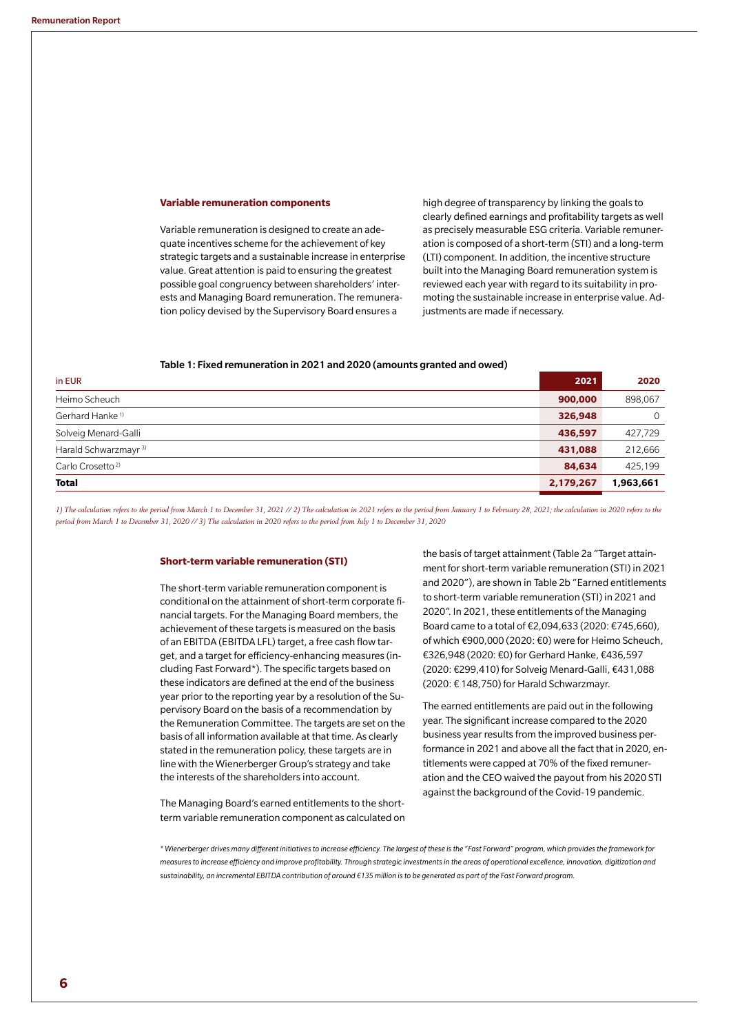### Variable remuneration components

Variable remuneration is designed to create an adequate incentives scheme for the achievement of key strategic targets and a sustainable increase in enterprise value. Great attention is paid to ensuring the greatest possible goal congruency between shareholders' interests and Managing Board remuneration. The remuneration policy devised by the Supervisory Board ensures a high degree of transparency by linking the goals to clearly defined earnings and profitability targets as well as precisely measurable ESG criteria. Variable remuneration is composed of a short-term (STI) and a long-term (LTI) component. In addition, the incentive structure built into the Managing Board remuneration system is reviewed each year with regard to its suitability in promoting the sustainable increase in enterprise value. Adjustments are made if necessary.

**Table 1: Fixed remuneration in 2021 and 2020 (amounts granted and owed)**

| in EUR | 2021 | 2020 |
|---|---|---|
| Heimo Scheuch | **900,000** | 898,067 |
| Gerhard Hanke [1)] | **326,948** | 0 |
| Solveig Menard-Galli | **436,597** | 427,729 |
| Harald Schwarzmayr [3)] | **431,088** | 212,666 |
| Carlo Crosetto [2)] | **84,634** | 425,199 |
| **Total** | **2,179,267** | **1,963,661** |

*1) The calculation refers to the period from March 1 to December 31, 2021 // 2) The calculation in 2021 refers to the period from January 1 to February 28, 2021; the calculation in 2020 refers to the period from March 1 to December 31, 2020 // 3) The calculation in 2020 refers to the period from July 1 to December 31, 2020*

### Short-term variable remuneration (STI)

The short-term variable remuneration component is conditional on the attainment of short-term corporate financial targets. For the Managing Board members, the achievement of these targets is measured on the basis of an EBITDA (EBITDA LFL) target, a free cash flow target, and a target for efficiency-enhancing measures (including Fast Forward*). The specific targets based on these indicators are defined at the end of the business year prior to the reporting year by a resolution of the Supervisory Board on the basis of a recommendation by the Remuneration Committee. The targets are set on the basis of all information available at that time. As clearly stated in the remuneration policy, these targets are in line with the Wienerberger Group's strategy and take the interests of the shareholders into account.

The Managing Board's earned entitlements to the short-term variable remuneration component as calculated on the basis of target attainment (Table 2a "Target attainment for short-term variable remuneration (STI) in 2021 and 2020"), are shown in Table 2b "Earned entitlements to short-term variable remuneration (STI) in 2021 and 2020". In 2021, these entitlements of the Managing Board came to a total of €2,094,633 (2020: €745,660), of which €900,000 (2020: €0) were for Heimo Scheuch, €326,948 (2020: €0) for Gerhard Hanke, €436,597 (2020: €299,410) for Solveig Menard-Galli, €431,088 (2020: € 148,750) for Harald Schwarzmayr.

The earned entitlements are paid out in the following year. The significant increase compared to the 2020 business year results from the improved business performance in 2021 and above all the fact that in 2020, entitlements were capped at 70% of the fixed remuneration and the CEO waived the payout from his 2020 STI against the background of the Covid-19 pandemic.

*\* Wienerberger drives many different initiatives to increase efficiency. The largest of these is the "Fast Forward" program, which provides the framework for measures to increase efficiency and improve profitability. Through strategic investments in the areas of operational excellence, innovation, digitization and sustainability, an incremental EBITDA contribution of around €135 million is to be generated as part of the Fast Forward program.*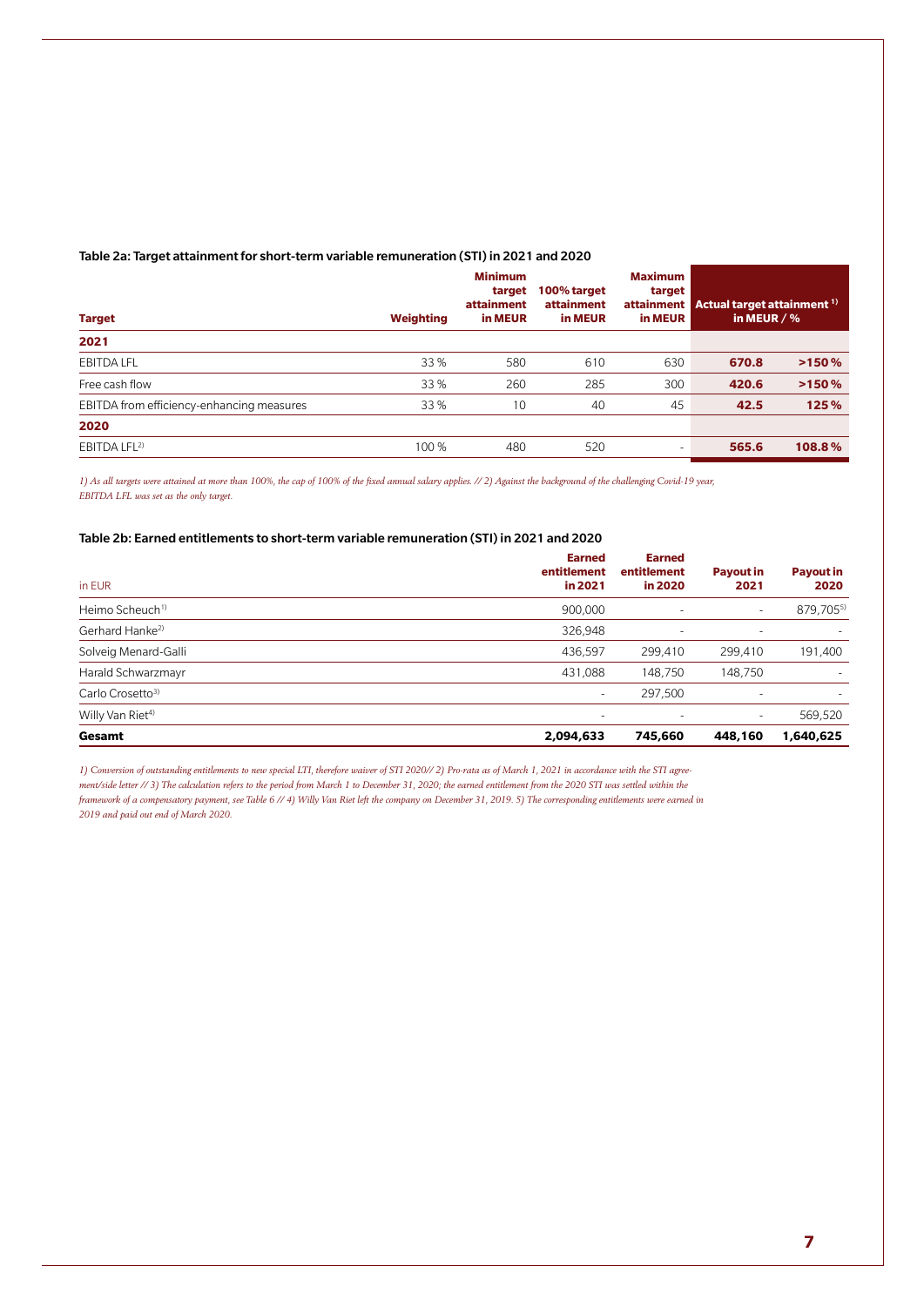**Table 2a: Target attainment for short-term variable remuneration (STI) in 2021 and 2020**

| Target | Weighting | Minimum target attainment in MEUR | 100% target attainment in MEUR | Maximum target attainment in MEUR | Actual target attainment [1] in MEUR / % | |
|---|---|---|---|---|---|---|
| **2021** | | | | | | |
| EBITDA LFL | 33 % | 580 | 610 | 630 | **670.8** | **>150 %** |
| Free cash flow | 33 % | 260 | 285 | 300 | **420.6** | **>150 %** |
| EBITDA from efficiency-enhancing measures | 33 % | 10 | 40 | 45 | **42.5** | **125 %** |
| **2020** | | | | | | |
| EBITDA LFL[2] | 100 % | 480 | 520 | - | **565.6** | **108.8 %** |

*1) As all targets were attained at more than 100%, the cap of 100% of the fixed annual salary applies. // 2) Against the background of the challenging Covid-19 year, EBITDA LFL was set as the only target.*

**Table 2b: Earned entitlements to short-term variable remuneration (STI) in 2021 and 2020**

| in EUR | Earned entitlement in 2021 | Earned entitlement in 2020 | Payout in 2021 | Payout in 2020 |
|---|---|---|---|---|
| Heimo Scheuch[1] | 900,000 | - | - | 879,705[5] |
| Gerhard Hanke[2] | 326,948 | - | - | - |
| Solveig Menard-Galli | 436,597 | 299,410 | 299,410 | 191,400 |
| Harald Schwarzmayr | 431,088 | 148,750 | 148,750 | - |
| Carlo Crosetto[3] | - | 297,500 | - | - |
| Willy Van Riet[4] | - | - | - | 569,520 |
| **Gesamt** | **2,094,633** | **745,660** | **448,160** | **1,640,625** |

*1) Conversion of outstanding entitlements to new special LTI, therefore waiver of STI 2020// 2) Pro-rata as of March 1, 2021 in accordance with the STI agreement/side letter // 3) The calculation refers to the period from March 1 to December 31, 2020; the earned entitlement from the 2020 STI was settled within the framework of a compensatory payment, see Table 6 // 4) Willy Van Riet left the company on December 31, 2019. 5) The corresponding entitlements were earned in 2019 and paid out end of March 2020.*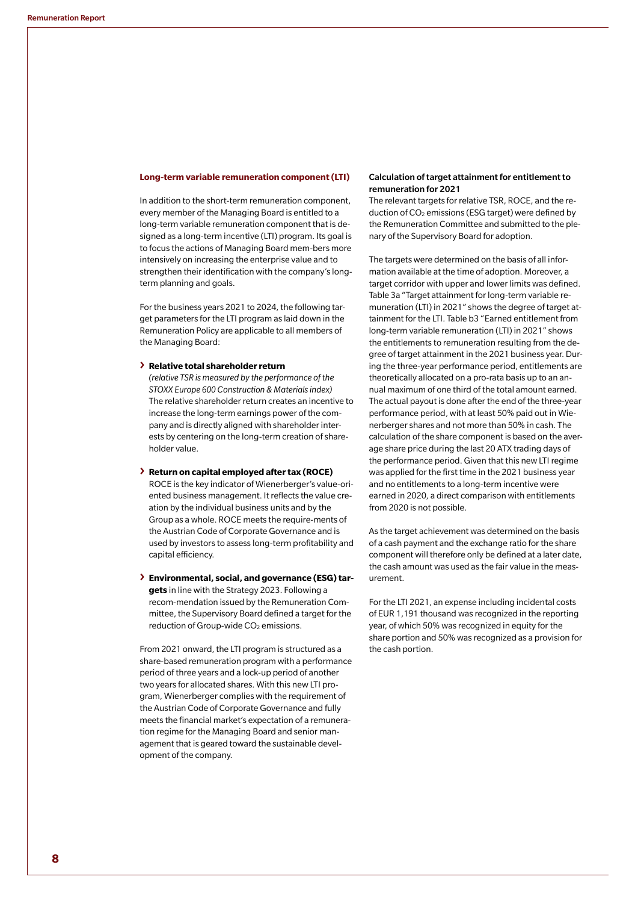### Long-term variable remuneration component (LTI)

In addition to the short-term remuneration component, every member of the Managing Board is entitled to a long-term variable remuneration component that is designed as a long-term incentive (LTI) program. Its goal is to focus the actions of Managing Board mem-bers more intensively on increasing the enterprise value and to strengthen their identification with the company's long-term planning and goals.

For the business years 2021 to 2024, the following target parameters for the LTI program as laid down in the Remuneration Policy are applicable to all members of the Managing Board:

- **Relative total shareholder return**
  *(relative TSR is measured by the performance of the STOXX Europe 600 Construction & Materials index)*
  The relative shareholder return creates an incentive to increase the long-term earnings power of the company and is directly aligned with shareholder interests by centering on the long-term creation of shareholder value.
- **Return on capital employed after tax (ROCE)**
  ROCE is the key indicator of Wienerberger's value-oriented business management. It reflects the value creation by the individual business units and by the Group as a whole. ROCE meets the require-ments of the Austrian Code of Corporate Governance and is used by investors to assess long-term profitability and capital efficiency.
- **Environmental, social, and governance (ESG) targets** in line with the Strategy 2023. Following a recom-mendation issued by the Remuneration Committee, the Supervisory Board defined a target for the reduction of Group-wide $CO_2$ emissions.

From 2021 onward, the LTI program is structured as a share-based remuneration program with a performance period of three years and a lock-up period of another two years for allocated shares. With this new LTI program, Wienerberger complies with the requirement of the Austrian Code of Corporate Governance and fully meets the financial market's expectation of a remuneration regime for the Managing Board and senior management that is geared toward the sustainable development of the company.

### Calculation of target attainment for entitlement to remuneration for 2021

The relevant targets for relative TSR, ROCE, and the reduction of $CO_2$ emissions (ESG target) were defined by the Remuneration Committee and submitted to the plenary of the Supervisory Board for adoption.

The targets were determined on the basis of all information available at the time of adoption. Moreover, a target corridor with upper and lower limits was defined. Table 3a "Target attainment for long-term variable remuneration (LTI) in 2021" shows the degree of target attainment for the LTI. Table b3 "Earned entitlement from long-term variable remuneration (LTI) in 2021" shows the entitlements to remuneration resulting from the degree of target attainment in the 2021 business year. During the three-year performance period, entitlements are theoretically allocated on a pro-rata basis up to an annual maximum of one third of the total amount earned. The actual payout is done after the end of the three-year performance period, with at least 50% paid out in Wienerberger shares and not more than 50% in cash. The calculation of the share component is based on the average share price during the last 20 ATX trading days of the performance period. Given that this new LTI regime was applied for the first time in the 2021 business year and no entitlements to a long-term incentive were earned in 2020, a direct comparison with entitlements from 2020 is not possible.

As the target achievement was determined on the basis of a cash payment and the exchange ratio for the share component will therefore only be defined at a later date, the cash amount was used as the fair value in the measurement.

For the LTI 2021, an expense including incidental costs of EUR 1,191 thousand was recognized in the reporting year, of which 50% was recognized in equity for the share portion and 50% was recognized as a provision for the cash portion.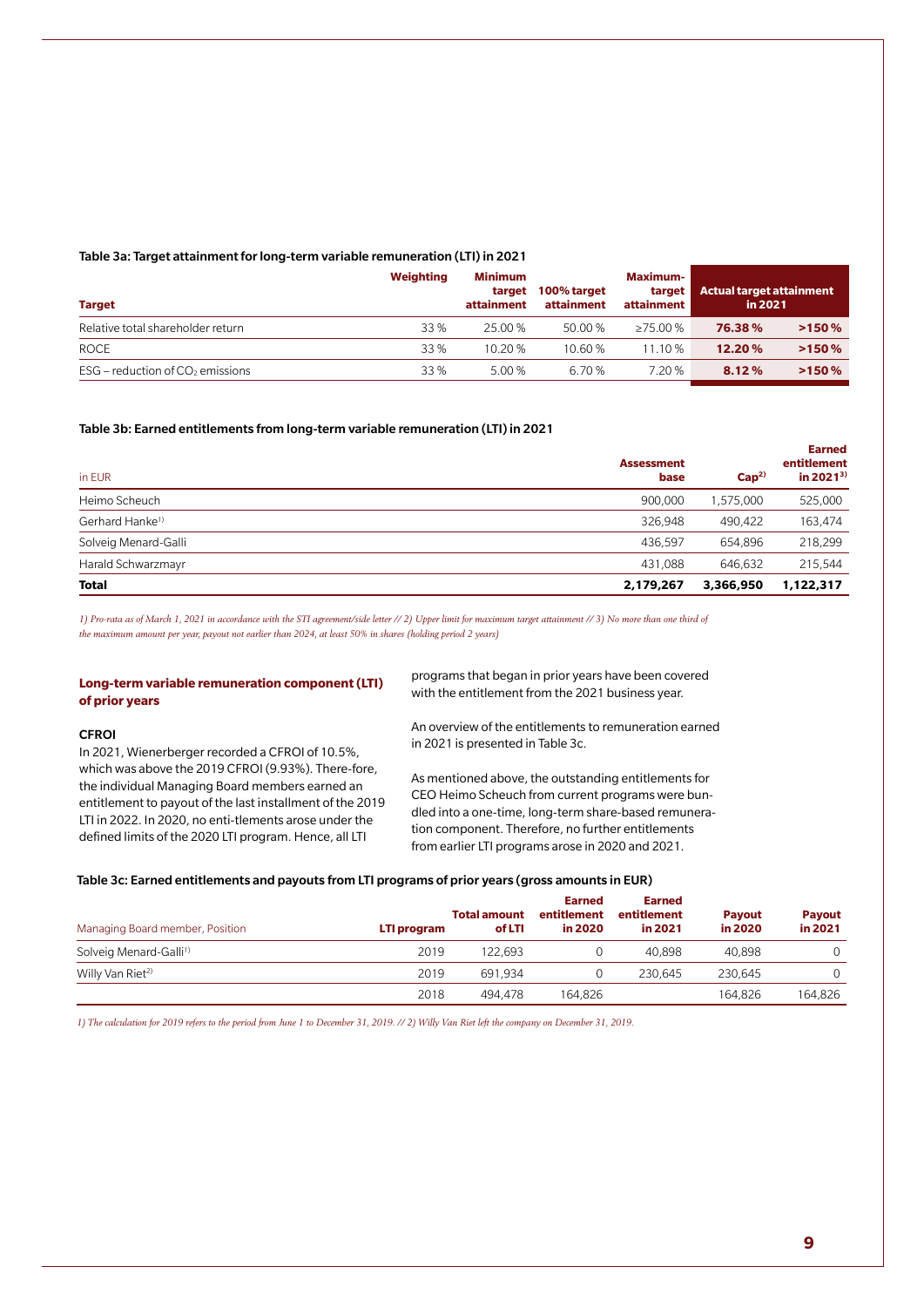**Table 3a: Target attainment for long-term variable remuneration (LTI) in 2021**

| Target | Weighting | Minimum target attainment | 100% target attainment | Maximum-target attainment | Actual target attainment in 2021 | |
|---|---|---|---|---|---|---|
| Relative total shareholder return | 33 % | 25.00 % | 50.00 % | ≥75.00 % | **76.38 %** | **>150 %** |
| ROCE | 33 % | 10.20 % | 10.60 % | 11.10 % | **12.20 %** | **>150 %** |
| ESG – reduction of $CO_2$ emissions | 33 % | 5.00 % | 6.70 % | 7.20 % | **8.12 %** | **>150 %** |

**Table 3b: Earned entitlements from long-term variable remuneration (LTI) in 2021**

| in EUR | Assessment base | Cap[2] | Earned entitlement in 2021[3] |
|---|---|---|---|
| Heimo Scheuch | 900,000 | 1,575,000 | 525,000 |
| Gerhard Hanke[1] | 326,948 | 490,422 | 163,474 |
| Solveig Menard-Galli | 436,597 | 654,896 | 218,299 |
| Harald Schwarzmayr | 431,088 | 646,632 | 215,544 |
| **Total** | **2,179,267** | **3,366,950** | **1,122,317** |

*1) Pro-rata as of March 1, 2021 in accordance with the STI agreement/side letter // 2) Upper limit for maximum target attainment // 3) No more than one third of the maximum amount per year, payout not earlier than 2024, at least 50% in shares (holding period 2 years)*

### Long-term variable remuneration component (LTI) of prior years

#### CFROI

In 2021, Wienerberger recorded a CFROI of 10.5%, which was above the 2019 CFROI (9.93%). There-fore, the individual Managing Board members earned an entitlement to payout of the last installment of the 2019 LTI in 2022. In 2020, no enti-tlements arose under the defined limits of the 2020 LTI program. Hence, all LTI programs that began in prior years have been covered with the entitlement from the 2021 business year.

An overview of the entitlements to remuneration earned in 2021 is presented in Table 3c.

As mentioned above, the outstanding entitlements for CEO Heimo Scheuch from current programs were bun-dled into a one-time, long-term share-based remunera-tion component. Therefore, no further entitlements from earlier LTI programs arose in 2020 and 2021.

**Table 3c: Earned entitlements and payouts from LTI programs of prior years (gross amounts in EUR)**

| Managing Board member, Position | LTI program | Total amount of LTI | Earned entitlement in 2020 | Earned entitlement in 2021 | Payout in 2020 | Payout in 2021 |
|---|---|---|---|---|---|---|
| Solveig Menard-Galli[1] | 2019 | 122,693 | 0 | 40,898 | 40,898 | 0 |
| Willy Van Riet[2] | 2019 | 691,934 | 0 | 230,645 | 230,645 | 0 |
| | 2018 | 494,478 | 164,826 | | 164,826 | 164,826 |

*1) The calculation for 2019 refers to the period from June 1 to December 31, 2019. // 2) Willy Van Riet left the company on December 31, 2019.*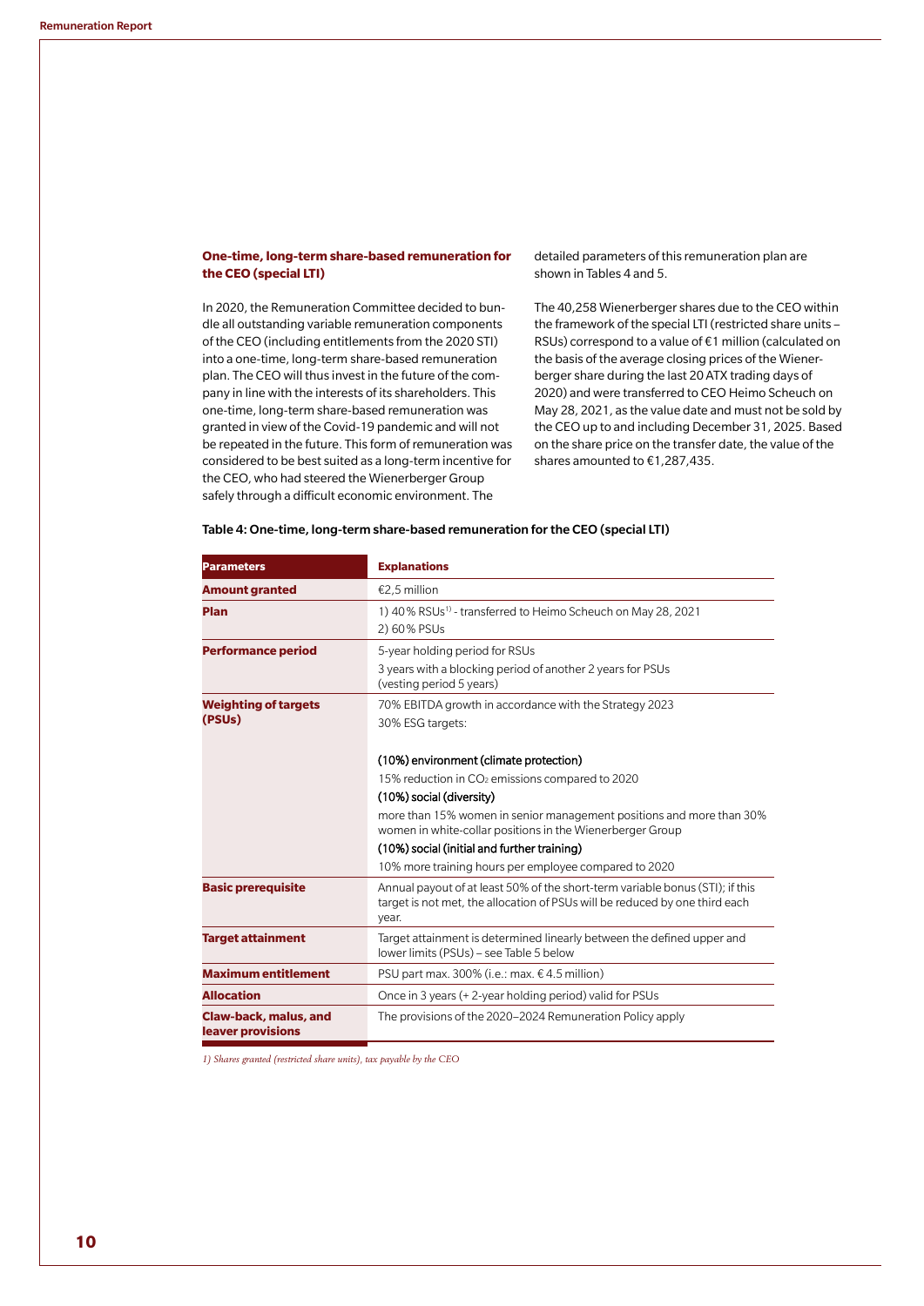### One-time, long-term share-based remuneration for the CEO (special LTI)

In 2020, the Remuneration Committee decided to bundle all outstanding variable remuneration components of the CEO (including entitlements from the 2020 STI) into a one-time, long-term share-based remuneration plan. The CEO will thus invest in the future of the company in line with the interests of its shareholders. This one-time, long-term share-based remuneration was granted in view of the Covid-19 pandemic and will not be repeated in the future. This form of remuneration was considered to be best suited as a long-term incentive for the CEO, who had steered the Wienerberger Group safely through a difficult economic environment. The detailed parameters of this remuneration plan are shown in Tables 4 and 5.

The 40,258 Wienerberger shares due to the CEO within the framework of the special LTI (restricted share units – RSUs) correspond to a value of €1 million (calculated on the basis of the average closing prices of the Wienerberger share during the last 20 ATX trading days of 2020) and were transferred to CEO Heimo Scheuch on May 28, 2021, as the value date and must not be sold by the CEO up to and including December 31, 2025. Based on the share price on the transfer date, the value of the shares amounted to €1,287,435.

**Table 4: One-time, long-term share-based remuneration for the CEO (special LTI)**

| Parameters | Explanations |
|---|---|
| **Amount granted** | €2,5 million |
| **Plan** | 1) 40% RSUs[1] - transferred to Heimo Scheuch on May 28, 2021<br>2) 60% PSUs |
| **Performance period** | 5-year holding period for RSUs<br>3 years with a blocking period of another 2 years for PSUs (vesting period 5 years) |
| **Weighting of targets (PSUs)** | 70% EBITDA growth in accordance with the Strategy 2023<br>30% ESG targets:<br><br>(10%) environment (climate protection)<br>15% reduction in $CO_2$ emissions compared to 2020<br>(10%) social (diversity)<br>more than 15% women in senior management positions and more than 30% women in white-collar positions in the Wienerberger Group<br>(10%) social (initial and further training)<br>10% more training hours per employee compared to 2020 |
| **Basic prerequisite** | Annual payout of at least 50% of the short-term variable bonus (STI); if this target is not met, the allocation of PSUs will be reduced by one third each year. |
| **Target attainment** | Target attainment is determined linearly between the defined upper and lower limits (PSUs) – see Table 5 below |
| **Maximum entitlement** | PSU part max. 300% (i.e.: max. € 4.5 million) |
| **Allocation** | Once in 3 years (+ 2-year holding period) valid for PSUs |
| **Claw-back, malus, and leaver provisions** | The provisions of the 2020–2024 Remuneration Policy apply |

*1) Shares granted (restricted share units), tax payable by the CEO*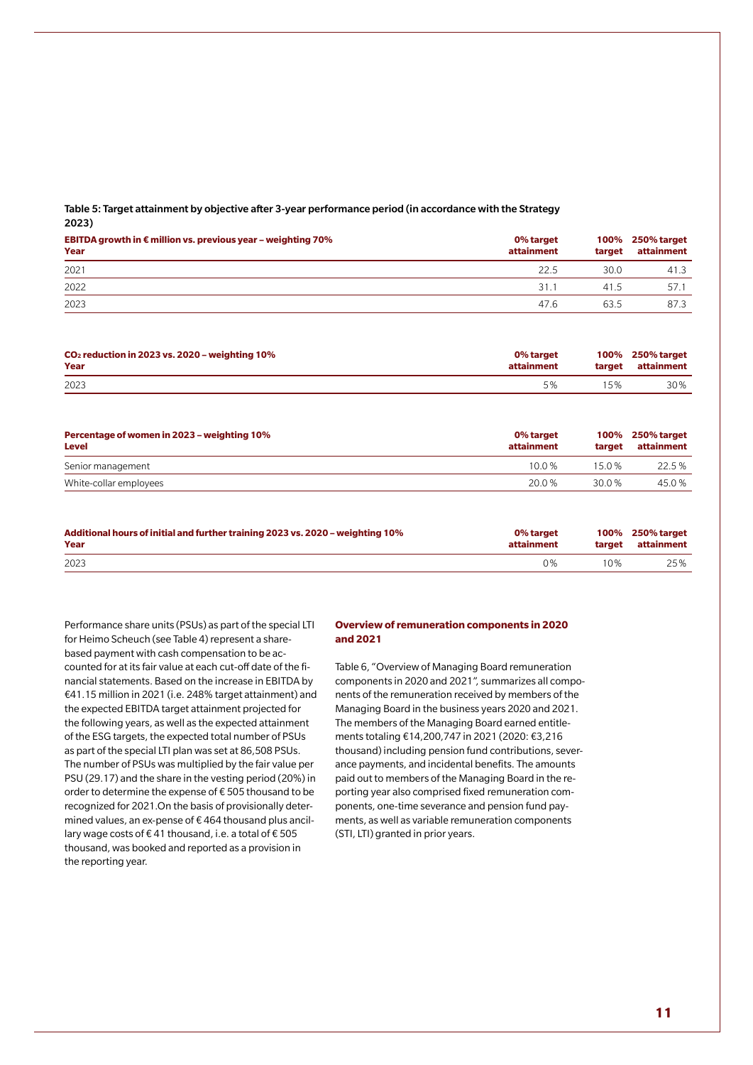Table 5: Target attainment by objective after 3-year performance period (in accordance with the Strategy 2023)

| EBITDA growth in € million vs. previous year – weighting 70%<br>Year | 0% target attainment | 100% target | 250% target attainment |
|---|---|---|---|
| 2021 | 22.5 | 30.0 | 41.3 |
| 2022 | 31.1 | 41.5 | 57.1 |
| 2023 | 47.6 | 63.5 | 87.3 |

| $CO_2$ reduction in 2023 vs. 2020 – weighting 10%<br>Year | 0% target attainment | 100% target | 250% target attainment |
|---|---|---|---|
| 2023 | 5% | 15% | 30% |

| Percentage of women in 2023 – weighting 10%<br>Level | 0% target attainment | 100% target | 250% target attainment |
|---|---|---|---|
| Senior management | 10.0 % | 15.0 % | 22.5 % |
| White-collar employees | 20.0 % | 30.0 % | 45.0 % |

| Additional hours of initial and further training 2023 vs. 2020 – weighting 10%<br>Year | 0% target attainment | 100% target | 250% target attainment |
|---|---|---|---|
| 2023 | 0% | 10% | 25% |

Performance share units (PSUs) as part of the special LTI for Heimo Scheuch (see Table 4) represent a share-based payment with cash compensation to be accounted for at its fair value at each cut-off date of the financial statements. Based on the increase in EBITDA by €41.15 million in 2021 (i.e. 248% target attainment) and the expected EBITDA target attainment projected for the following years, as well as the expected attainment of the ESG targets, the expected total number of PSUs as part of the special LTI plan was set at 86,508 PSUs. The number of PSUs was multiplied by the fair value per PSU (29.17) and the share in the vesting period (20%) in order to determine the expense of € 505 thousand to be recognized for 2021.On the basis of provisionally determined values, an ex-pense of € 464 thousand plus ancillary wage costs of € 41 thousand, i.e. a total of € 505 thousand, was booked and reported as a provision in the reporting year.

### Overview of remuneration components in 2020 and 2021

Table 6, "Overview of Managing Board remuneration components in 2020 and 2021", summarizes all components of the remuneration received by members of the Managing Board in the business years 2020 and 2021. The members of the Managing Board earned entitlements totaling €14,200,747 in 2021 (2020: €3,216 thousand) including pension fund contributions, severance payments, and incidental benefits. The amounts paid out to members of the Managing Board in the reporting year also comprised fixed remuneration components, one-time severance and pension fund payments, as well as variable remuneration components (STI, LTI) granted in prior years.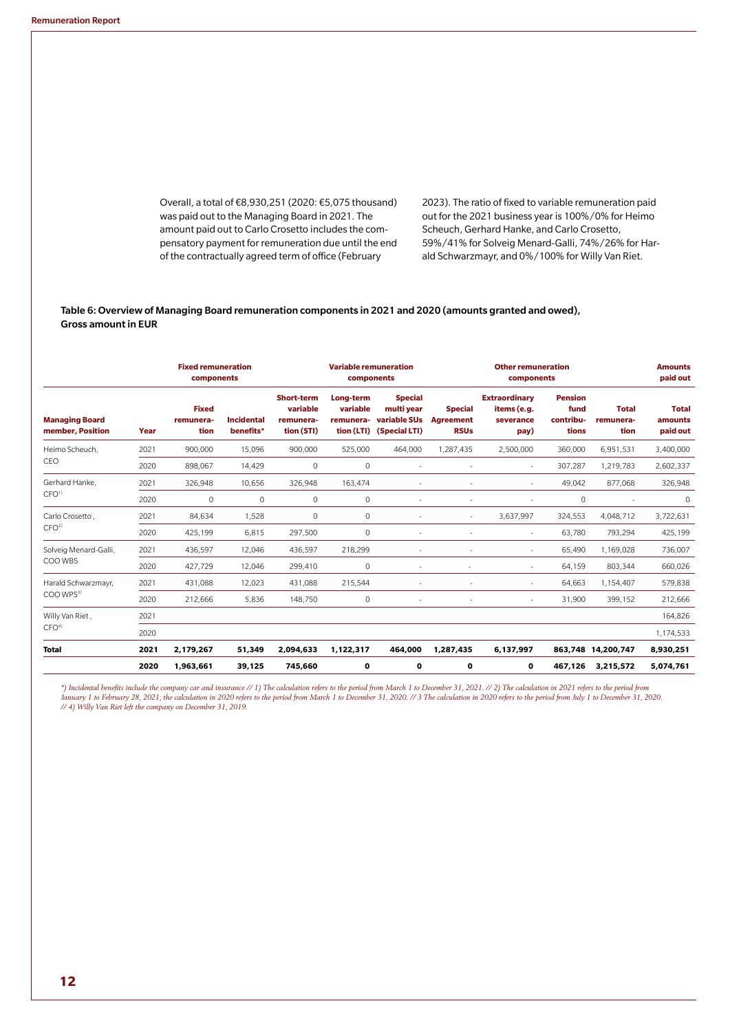Overall, a total of €8,930,251 (2020: €5,075 thousand) was paid out to the Managing Board in 2021. The amount paid out to Carlo Crosetto includes the compensatory payment for remuneration due until the end of the contractually agreed term of office (February 2023). The ratio of fixed to variable remuneration paid out for the 2021 business year is 100%/0% for Heimo Scheuch, Gerhard Hanke, and Carlo Crosetto, 59%/41% for Solveig Menard-Galli, 74%/26% for Harald Schwarzmayr, and 0%/100% for Willy Van Riet.

**Table 6: Overview of Managing Board remuneration components in 2021 and 2020 (amounts granted and owed), Gross amount in EUR**

| | | Fixed remuneration components | | Variable remuneration components | | | | Other remuneration components | | | Amounts paid out |
|---|---|---|---|---|---|---|---|---|---|---|---|
| **Managing Board member, Position** | **Year** | **Fixed remuneration** | **Incidental benefits*** | **Short-term variable remuneration (STI)** | **Long-term variable remuneration (LTI)** | **Special multi year variable SUs (Special LTI)** | **Special Agreement RSUs** | **Extraordinary items (e.g. severance pay)** | **Pension fund contributions** | **Total remuneration** | **Total amounts paid out** |
| Heimo Scheuch, CEO | 2021 | 900,000 | 15,096 | 900,000 | 525,000 | 464,000 | 1,287,435 | 2,500,000 | 360,000 | 6,951,531 | 3,400,000 |
| | 2020 | 898,067 | 14,429 | 0 | 0 | - | - | - | 307,287 | 1,219,783 | 2,602,337 |
| Gerhard Hanke, CFO[1] | 2021 | 326,948 | 10,656 | 326,948 | 163,474 | - | - | - | 49,042 | 877,068 | 326,948 |
| | 2020 | 0 | 0 | 0 | 0 | - | - | - | 0 | - | 0 |
| Carlo Crosetto, CFO[2] | 2021 | 84,634 | 1,528 | 0 | 0 | - | - | 3,637,997 | 324,553 | 4,048,712 | 3,722,631 |
| | 2020 | 425,199 | 6,815 | 297,500 | 0 | - | - | - | 63,780 | 793,294 | 425,199 |
| Solveig Menard-Galli, COO WBS | 2021 | 436,597 | 12,046 | 436,597 | 218,299 | - | - | - | 65,490 | 1,169,028 | 736,007 |
| | 2020 | 427,729 | 12,046 | 299,410 | 0 | - | - | - | 64,159 | 803,344 | 660,026 |
| Harald Schwarzmayr, COO WPS[3] | 2021 | 431,088 | 12,023 | 431,088 | 215,544 | - | - | - | 64,663 | 1,154,407 | 579,838 |
| | 2020 | 212,666 | 5,836 | 148,750 | 0 | - | - | - | 31,900 | 399,152 | 212,666 |
| Willy Van Riet, CFO[4] | 2021 | | | | | | | | | | 164,826 |
| | 2020 | | | | | | | | | | 1,174,533 |
| **Total** | **2021** | **2,179,267** | **51,349** | **2,094,633** | **1,122,317** | **464,000** | **1,287,435** | **6,137,997** | **863,748** | **14,200,747** | **8,930,251** |
| | **2020** | **1,963,661** | **39,125** | **745,660** | **0** | **0** | **0** | **0** | **467,126** | **3,215,572** | **5,074,761** |

*\*) Incidental benefits include the company car and insurance // 1) The calculation refers to the period from March 1 to December 31, 2021. // 2) The calculation in 2021 refers to the period from January 1 to February 28, 2021; the calculation in 2020 refers to the period from March 1 to December 31, 2020. // 3 The calculation in 2020 refers to the period from July 1 to December 31, 2020. // 4) Willy Van Riet left the company on December 31, 2019.*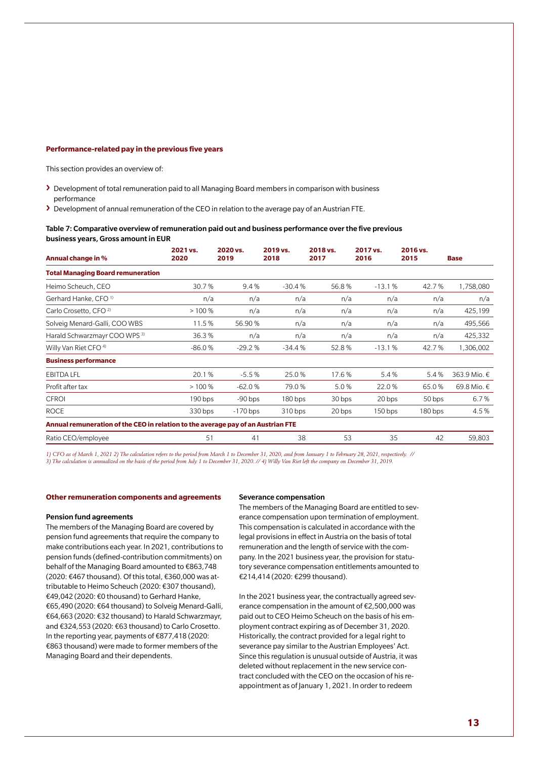### Performance-related pay in the previous five years

This section provides an overview of:

- Development of total remuneration paid to all Managing Board members in comparison with business performance
- Development of annual remuneration of the CEO in relation to the average pay of an Austrian FTE.

**Table 7: Comparative overview of remuneration paid out and business performance over the five previous business years, Gross amount in EUR**

| Annual change in % | 2021 vs. 2020 | 2020 vs. 2019 | 2019 vs. 2018 | 2018 vs. 2017 | 2017 vs. 2016 | 2016 vs. 2015 | Base |
|---|---|---|---|---|---|---|---|
| **Total Managing Board remuneration** | | | | | | | |
| Heimo Scheuch, CEO | 30.7 % | 9.4 % | -30.4 % | 56.8 % | -13.1 % | 42.7 % | 1,758,080 |
| Gerhard Hanke, CFO [1] | n/a | n/a | n/a | n/a | n/a | n/a | n/a |
| Carlo Crosetto, CFO [2] | > 100 % | n/a | n/a | n/a | n/a | n/a | 425,199 |
| Solveig Menard-Galli, COO WBS | 11.5 % | 56.90 % | n/a | n/a | n/a | n/a | 495,566 |
| Harald Schwarzmayr COO WPS [3] | 36.3 % | n/a | n/a | n/a | n/a | n/a | 425,332 |
| Willy Van Riet CFO [4] | -86.0 % | -29.2 % | -34.4 % | 52.8 % | -13.1 % | 42.7 % | 1,306,002 |
| **Business performance** | | | | | | | |
| EBITDA LFL | 20.1 % | -5.5 % | 25.0 % | 17.6 % | 5.4 % | 5.4 % | 363.9 Mio. € |
| Profit after tax | > 100 % | -62.0 % | 79.0 % | 5.0 % | 22.0 % | 65.0 % | 69.8 Mio. € |
| CFROI | 190 bps | -90 bps | 180 bps | 30 bps | 20 bps | 50 bps | 6.7 % |
| ROCE | 330 bps | -170 bps | 310 bps | 20 bps | 150 bps | 180 bps | 4.5 % |
| **Annual remuneration of the CEO in relation to the average pay of an Austrian FTE** | | | | | | | |
| Ratio CEO/employee | 51 | 41 | 38 | 53 | 35 | 42 | 59,803 |

*1) CFO as of March 1, 2021 2) The calculation refers to the period from March 1 to December 31, 2020, and from January 1 to February 28, 2021, respectively. // 3) The calculation is annualized on the basis of the period from July 1 to December 31, 2020. // 4) Willy Van Riet left the company on December 31, 2019.*

### Other remuneration components and agreements

**Pension fund agreements**

The members of the Managing Board are covered by pension fund agreements that require the company to make contributions each year. In 2021, contributions to pension funds (defined-contribution commitments) on behalf of the Managing Board amounted to €863,748 (2020: €467 thousand). Of this total, €360,000 was attributable to Heimo Scheuch (2020: €307 thousand), €49,042 (2020: €0 thousand) to Gerhard Hanke, €65,490 (2020: €64 thousand) to Solveig Menard-Galli, €64,663 (2020: €32 thousand) to Harald Schwarzmayr, and €324,553 (2020: €63 thousand) to Carlo Crosetto. In the reporting year, payments of €877,418 (2020: €863 thousand) were made to former members of the Managing Board and their dependents.

**Severance compensation**

The members of the Managing Board are entitled to severance compensation upon termination of employment. This compensation is calculated in accordance with the legal provisions in effect in Austria on the basis of total remuneration and the length of service with the company. In the 2021 business year, the provision for statutory severance compensation entitlements amounted to €214,414 (2020: €299 thousand).

In the 2021 business year, the contractually agreed severance compensation in the amount of €2,500,000 was paid out to CEO Heimo Scheuch on the basis of his employment contract expiring as of December 31, 2020. Historically, the contract provided for a legal right to severance pay similar to the Austrian Employees' Act. Since this regulation is unusual outside of Austria, it was deleted without replacement in the new service contract concluded with the CEO on the occasion of his reappointment as of January 1, 2021. In order to redeem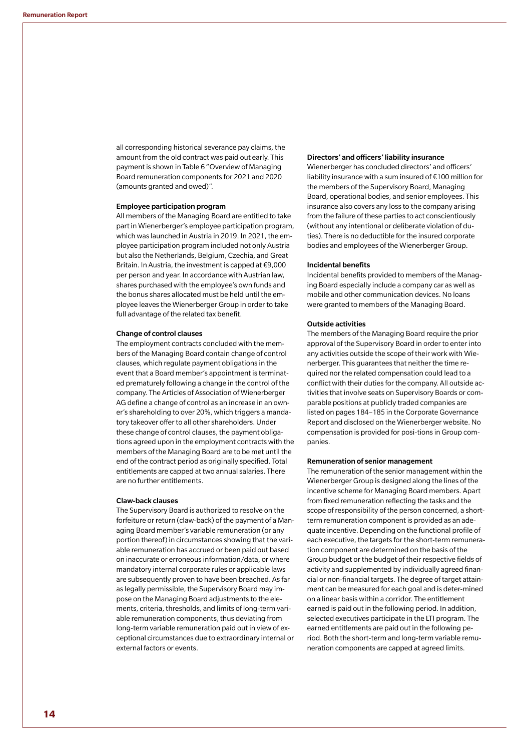all corresponding historical severance pay claims, the amount from the old contract was paid out early. This payment is shown in Table 6 "Overview of Managing Board remuneration components for 2021 and 2020 (amounts granted and owed)".

### Employee participation program

All members of the Managing Board are entitled to take part in Wienerberger's employee participation program, which was launched in Austria in 2019. In 2021, the employee participation program included not only Austria but also the Netherlands, Belgium, Czechia, and Great Britain. In Austria, the investment is capped at €9,000 per person and year. In accordance with Austrian law, shares purchased with the employee's own funds and the bonus shares allocated must be held until the employee leaves the Wienerberger Group in order to take full advantage of the related tax benefit.

### Change of control clauses

The employment contracts concluded with the members of the Managing Board contain change of control clauses, which regulate payment obligations in the event that a Board member's appointment is terminated prematurely following a change in the control of the company. The Articles of Association of Wienerberger AG define a change of control as an increase in an owner's shareholding to over 20%, which triggers a mandatory takeover offer to all other shareholders. Under these change of control clauses, the payment obligations agreed upon in the employment contracts with the members of the Managing Board are to be met until the end of the contract period as originally specified. Total entitlements are capped at two annual salaries. There are no further entitlements.

### Claw-back clauses

The Supervisory Board is authorized to resolve on the forfeiture or return (claw-back) of the payment of a Managing Board member's variable remuneration (or any portion thereof) in circumstances showing that the variable remuneration has accrued or been paid out based on inaccurate or erroneous information/data, or where mandatory internal corporate rules or applicable laws are subsequently proven to have been breached. As far as legally permissible, the Supervisory Board may impose on the Managing Board adjustments to the elements, criteria, thresholds, and limits of long-term variable remuneration components, thus deviating from long-term variable remuneration paid out in view of exceptional circumstances due to extraordinary internal or external factors or events.

### Directors' and officers' liability insurance

Wienerberger has concluded directors' and officers' liability insurance with a sum insured of €100 million for the members of the Supervisory Board, Managing Board, operational bodies, and senior employees. This insurance also covers any loss to the company arising from the failure of these parties to act conscientiously (without any intentional or deliberate violation of duties). There is no deductible for the insured corporate bodies and employees of the Wienerberger Group.

### Incidental benefits

Incidental benefits provided to members of the Managing Board especially include a company car as well as mobile and other communication devices. No loans were granted to members of the Managing Board.

### Outside activities

The members of the Managing Board require the prior approval of the Supervisory Board in order to enter into any activities outside the scope of their work with Wienerberger. This guarantees that neither the time required nor the related compensation could lead to a conflict with their duties for the company. All outside activities that involve seats on Supervisory Boards or comparable positions at publicly traded companies are listed on pages 184–185 in the Corporate Governance Report and disclosed on the Wienerberger website. No compensation is provided for positions in Group companies.

### Remuneration of senior management

The remuneration of the senior management within the Wienerberger Group is designed along the lines of the incentive scheme for Managing Board members. Apart from fixed remuneration reflecting the tasks and the scope of responsibility of the person concerned, a short-term remuneration component is provided as an adequate incentive. Depending on the functional profile of each executive, the targets for the short-term remuneration component are determined on the basis of the Group budget or the budget of their respective fields of activity and supplemented by individually agreed financial or non-financial targets. The degree of target attainment can be measured for each goal and is determined on a linear basis within a corridor. The entitlement earned is paid out in the following period. In addition, selected executives participate in the LTI program. The earned entitlements are paid out in the following period. Both the short-term and long-term variable remuneration components are capped at agreed limits.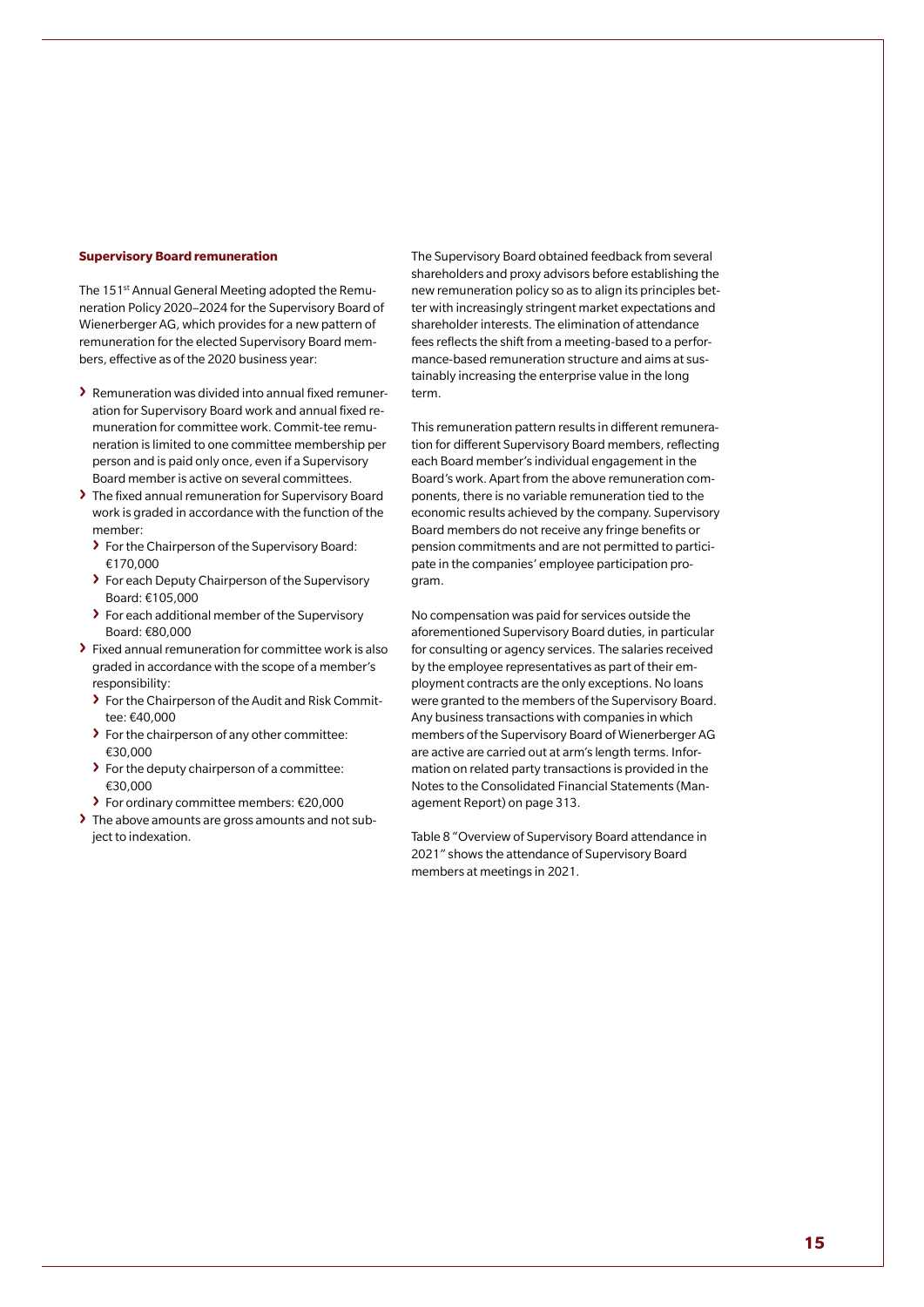### Supervisory Board remuneration

The 151st Annual General Meeting adopted the Remuneration Policy 2020–2024 for the Supervisory Board of Wienerberger AG, which provides for a new pattern of remuneration for the elected Supervisory Board members, effective as of the 2020 business year:

- Remuneration was divided into annual fixed remuneration for Supervisory Board work and annual fixed remuneration for committee work. Commit-tee remuneration is limited to one committee membership per person and is paid only once, even if a Supervisory Board member is active on several committees.
- The fixed annual remuneration for Supervisory Board work is graded in accordance with the function of the member:
  - For the Chairperson of the Supervisory Board: €170,000
  - For each Deputy Chairperson of the Supervisory Board: €105,000
  - For each additional member of the Supervisory Board: €80,000
- Fixed annual remuneration for committee work is also graded in accordance with the scope of a member's responsibility:
  - For the Chairperson of the Audit and Risk Committee: €40,000
  - For the chairperson of any other committee: €30,000
  - For the deputy chairperson of a committee: €30,000
  - For ordinary committee members: €20,000
- The above amounts are gross amounts and not subject to indexation.

The Supervisory Board obtained feedback from several shareholders and proxy advisors before establishing the new remuneration policy so as to align its principles better with increasingly stringent market expectations and shareholder interests. The elimination of attendance fees reflects the shift from a meeting-based to a performance-based remuneration structure and aims at sustainably increasing the enterprise value in the long term.

This remuneration pattern results in different remuneration for different Supervisory Board members, reflecting each Board member's individual engagement in the Board's work. Apart from the above remuneration components, there is no variable remuneration tied to the economic results achieved by the company. Supervisory Board members do not receive any fringe benefits or pension commitments and are not permitted to participate in the companies' employee participation program.

No compensation was paid for services outside the aforementioned Supervisory Board duties, in particular for consulting or agency services. The salaries received by the employee representatives as part of their employment contracts are the only exceptions. No loans were granted to the members of the Supervisory Board. Any business transactions with companies in which members of the Supervisory Board of Wienerberger AG are active are carried out at arm's length terms. Information on related party transactions is provided in the Notes to the Consolidated Financial Statements (Management Report) on page 313.

Table 8 "Overview of Supervisory Board attendance in 2021" shows the attendance of Supervisory Board members at meetings in 2021.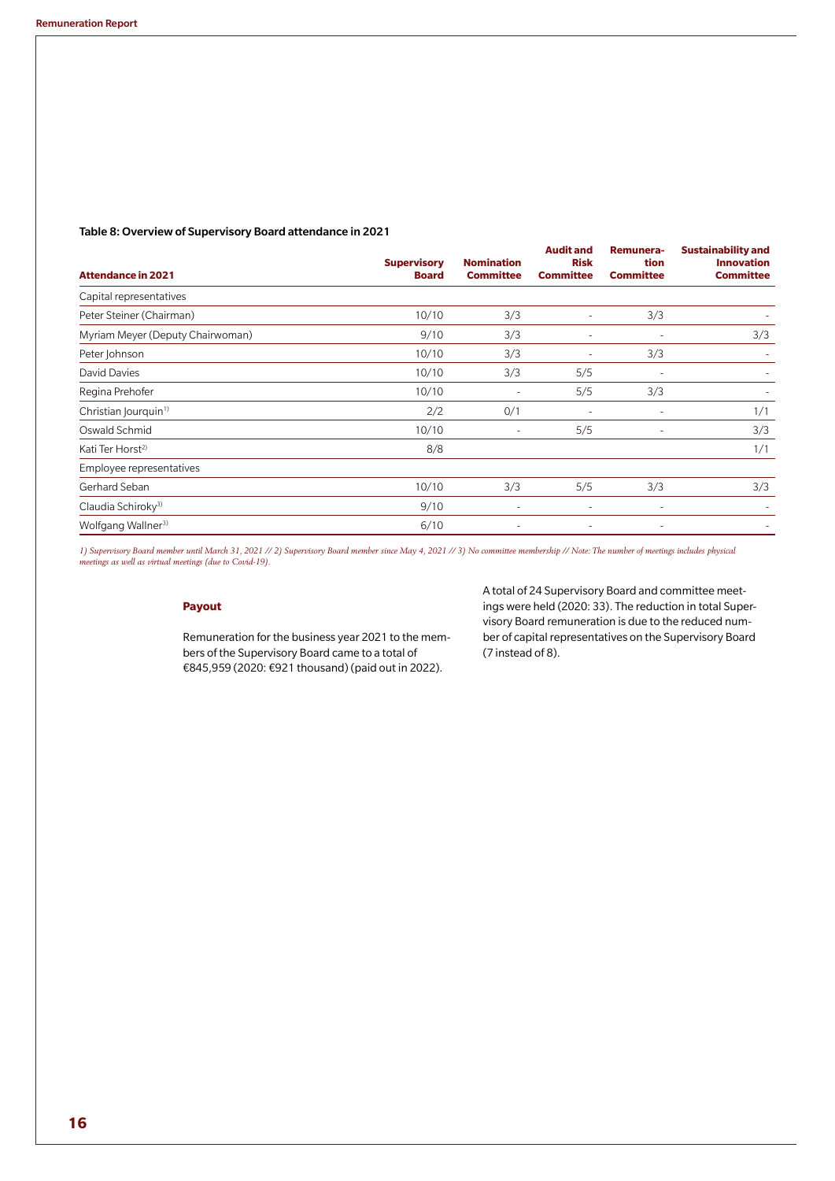**Table 8: Overview of Supervisory Board attendance in 2021**

| Attendance in 2021 | Supervisory Board | Nomination Committee | Audit and Risk Committee | Remuneration Committee | Sustainability and Innovation Committee |
|---|---|---|---|---|---|
| Capital representatives | | | | | |
| Peter Steiner (Chairman) | 10/10 | 3/3 | - | 3/3 | - |
| Myriam Meyer (Deputy Chairwoman) | 9/10 | 3/3 | - | - | 3/3 |
| Peter Johnson | 10/10 | 3/3 | - | 3/3 | - |
| David Davies | 10/10 | 3/3 | 5/5 | - | - |
| Regina Prehofer | 10/10 | - | 5/5 | 3/3 | - |
| Christian Jourquin[1)] | 2/2 | 0/1 | - | - | 1/1 |
| Oswald Schmid | 10/10 | - | 5/5 | - | 3/3 |
| Kati Ter Horst[2)] | 8/8 | | | | 1/1 |
| Employee representatives | | | | | |
| Gerhard Seban | 10/10 | 3/3 | 5/5 | 3/3 | 3/3 |
| Claudia Schiroky[3)] | 9/10 | - | - | - | - |
| Wolfgang Wallner[3)] | 6/10 | - | - | - | - |

*1) Supervisory Board member until March 31, 2021 // 2) Supervisory Board member since May 4, 2021 // 3) No committee membership // Note: The number of meetings includes physical meetings as well as virtual meetings (due to Covid-19).*

**Payout**

Remuneration for the business year 2021 to the members of the Supervisory Board came to a total of €845,959 (2020: €921 thousand) (paid out in 2022).

A total of 24 Supervisory Board and committee meetings were held (2020: 33). The reduction in total Supervisory Board remuneration is due to the reduced number of capital representatives on the Supervisory Board (7 instead of 8).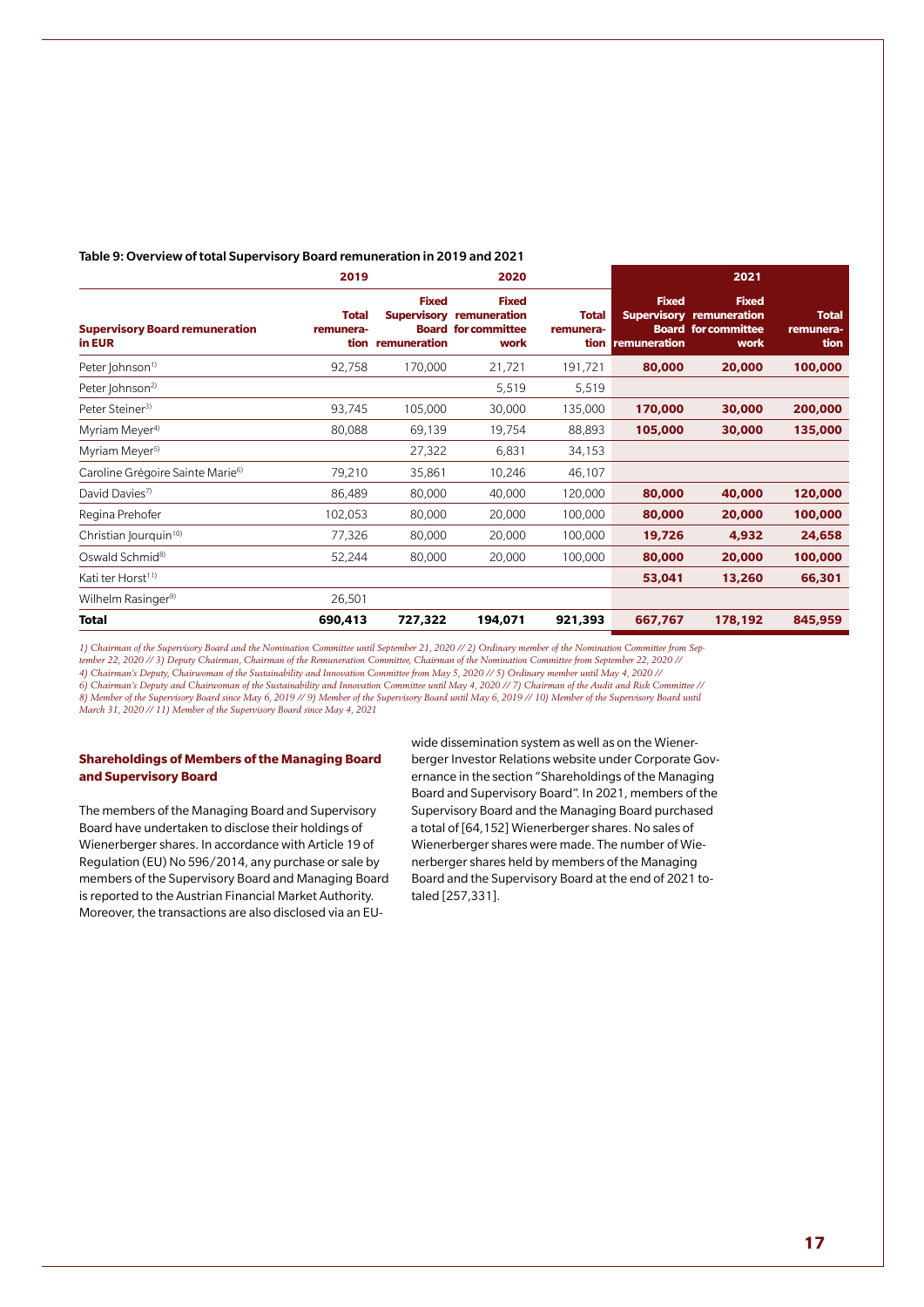**Table 9: Overview of total Supervisory Board remuneration in 2019 and 2021**

| Supervisory Board remuneration in EUR | 2019 | 2020 | | | 2021 | | |
|---|---|---|---|---|---|---|---|
| | Total remuneration | Fixed Supervisory Board remuneration | Fixed remuneration for committee work | Total remuneration | Fixed Supervisory Board remuneration | Fixed remuneration for committee work | Total remuneration |
| Peter Johnson[1)] | 92,758 | 170,000 | 21,721 | 191,721 | **80,000** | **20,000** | **100,000** |
| Peter Johnson[2)] | | | 5,519 | 5,519 | | | |
| Peter Steiner[3)] | 93,745 | 105,000 | 30,000 | 135,000 | **170,000** | **30,000** | **200,000** |
| Myriam Meyer[4)] | 80,088 | 69,139 | 19,754 | 88,893 | **105,000** | **30,000** | **135,000** |
| Myriam Meyer[5)] | | 27,322 | 6,831 | 34,153 | | | |
| Caroline Grégoire Sainte Marie[6)] | 79,210 | 35,861 | 10,246 | 46,107 | | | |
| David Davies[7)] | 86,489 | 80,000 | 40,000 | 120,000 | **80,000** | **40,000** | **120,000** |
| Regina Prehofer | 102,053 | 80,000 | 20,000 | 100,000 | **80,000** | **20,000** | **100,000** |
| Christian Jourquin[10)] | 77,326 | 80,000 | 20,000 | 100,000 | **19,726** | **4,932** | **24,658** |
| Oswald Schmid[8)] | 52,244 | 80,000 | 20,000 | 100,000 | **80,000** | **20,000** | **100,000** |
| Kati ter Horst[11)] | | | | | **53,041** | **13,260** | **66,301** |
| Wilhelm Rasinger[9)] | 26,501 | | | | | | |
| **Total** | **690,413** | **727,322** | **194,071** | **921,393** | **667,767** | **178,192** | **845,959** |

*1) Chairman of the Supervisory Board and the Nomination Committee until September 21, 2020 // 2) Ordinary member of the Nomination Committee from September 22, 2020 // 3) Deputy Chairman, Chairman of the Remuneration Committee, Chairman of the Nomination Committee from September 22, 2020 // 4) Chairman's Deputy, Chairwoman of the Sustainability and Innovation Committee from May 5, 2020 // 5) Ordinary member until May 4, 2020 // 6) Chairman's Deputy and Chairwoman of the Sustainability and Innovation Committee until May 4, 2020 // 7) Chairman of the Audit and Risk Committee // 8) Member of the Supervisory Board since May 6, 2019 // 9) Member of the Supervisory Board until May 6, 2019 // 10) Member of the Supervisory Board until March 31, 2020 // 11) Member of the Supervisory Board since May 4, 2021*

### Shareholdings of Members of the Managing Board and Supervisory Board

The members of the Managing Board and Supervisory Board have undertaken to disclose their holdings of Wienerberger shares. In accordance with Article 19 of Regulation (EU) No 596/2014, any purchase or sale by members of the Supervisory Board and Managing Board is reported to the Austrian Financial Market Authority. Moreover, the transactions are also disclosed via an EU-wide dissemination system as well as on the Wienerberger Investor Relations website under Corporate Governance in the section "Shareholdings of the Managing Board and Supervisory Board". In 2021, members of the Supervisory Board and the Managing Board purchased a total of [64,152] Wienerberger shares. No sales of Wienerberger shares were made. The number of Wienerberger shares held by members of the Managing Board and the Supervisory Board at the end of 2021 totaled [257,331].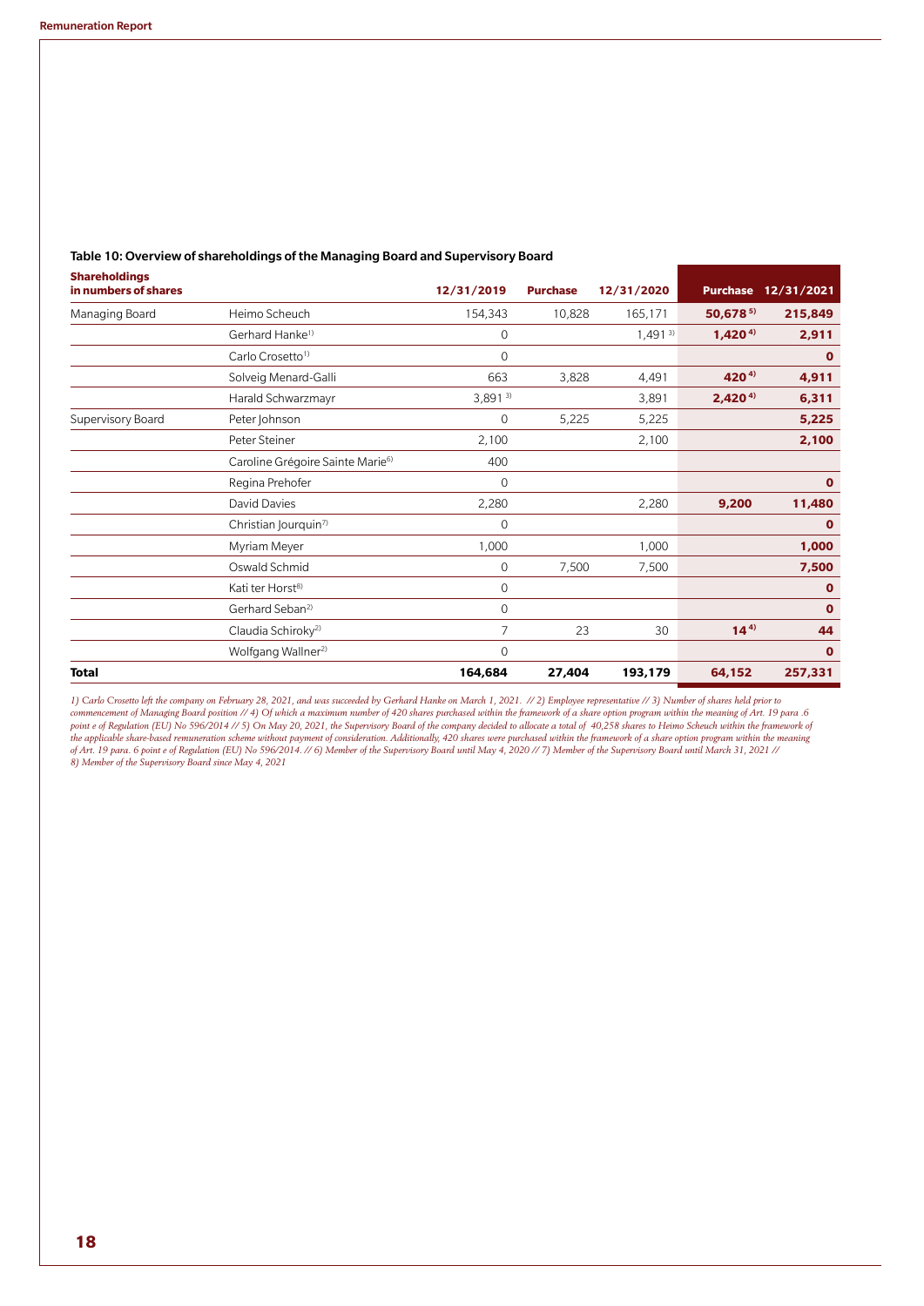**Table 10: Overview of shareholdings of the Managing Board and Supervisory Board**

| Shareholdings in numbers of shares | | 12/31/2019 | Purchase | 12/31/2020 | Purchase | 12/31/2021 |
|---|---|---|---|---|---|---|
| Managing Board | Heimo Scheuch | 154,343 | 10,828 | 165,171 | **50,678 [5)]** | **215,849** |
| | Gerhard Hanke[1)] | 0 | | 1,491 [3)] | **1,420 [4)]** | **2,911** |
| | Carlo Crosetto[1)] | 0 | | | | **0** |
| | Solveig Menard-Galli | 663 | 3,828 | 4,491 | **420 [4)]** | **4,911** |
| | Harald Schwarzmayr | 3,891 [3)] | | 3,891 | **2,420 [4)]** | **6,311** |
| Supervisory Board | Peter Johnson | 0 | 5,225 | 5,225 | | **5,225** |
| | Peter Steiner | 2,100 | | 2,100 | | **2,100** |
| | Caroline Grégoire Sainte Marie[6)] | 400 | | | | |
| | Regina Prehofer | 0 | | | | **0** |
| | David Davies | 2,280 | | 2,280 | **9,200** | **11,480** |
| | Christian Jourquin[7)] | 0 | | | | **0** |
| | Myriam Meyer | 1,000 | | 1,000 | | **1,000** |
| | Oswald Schmid | 0 | 7,500 | 7,500 | | **7,500** |
| | Kati ter Horst[8)] | 0 | | | | **0** |
| | Gerhard Seban[2)] | 0 | | | | **0** |
| | Claudia Schiroky[2)] | 7 | 23 | 30 | **14 [4)]** | **44** |
| | Wolfgang Wallner[2)] | 0 | | | | **0** |
| **Total** | | **164,684** | **27,404** | **193,179** | **64,152** | **257,331** |

*1) Carlo Crosetto left the company on February 28, 2021, and was succeeded by Gerhard Hanke on March 1, 2021. // 2) Employee representative // 3) Number of shares held prior to commencement of Managing Board position // 4) Of which a maximum number of 420 shares purchased within the framework of a share option program within the meaning of Art. 19 para .6 point e of Regulation (EU) No 596/2014 // 5) On May 20, 2021, the Supervisory Board of the company decided to allocate a total of 40,258 shares to Heimo Scheuch within the framework of the applicable share-based remuneration scheme without payment of consideration. Additionally, 420 shares were purchased within the framework of a share option program within the meaning of Art. 19 para. 6 point e of Regulation (EU) No 596/2014. // 6) Member of the Supervisory Board until May 4, 2020 // 7) Member of the Supervisory Board until March 31, 2021 // 8) Member of the Supervisory Board since May 4, 2021*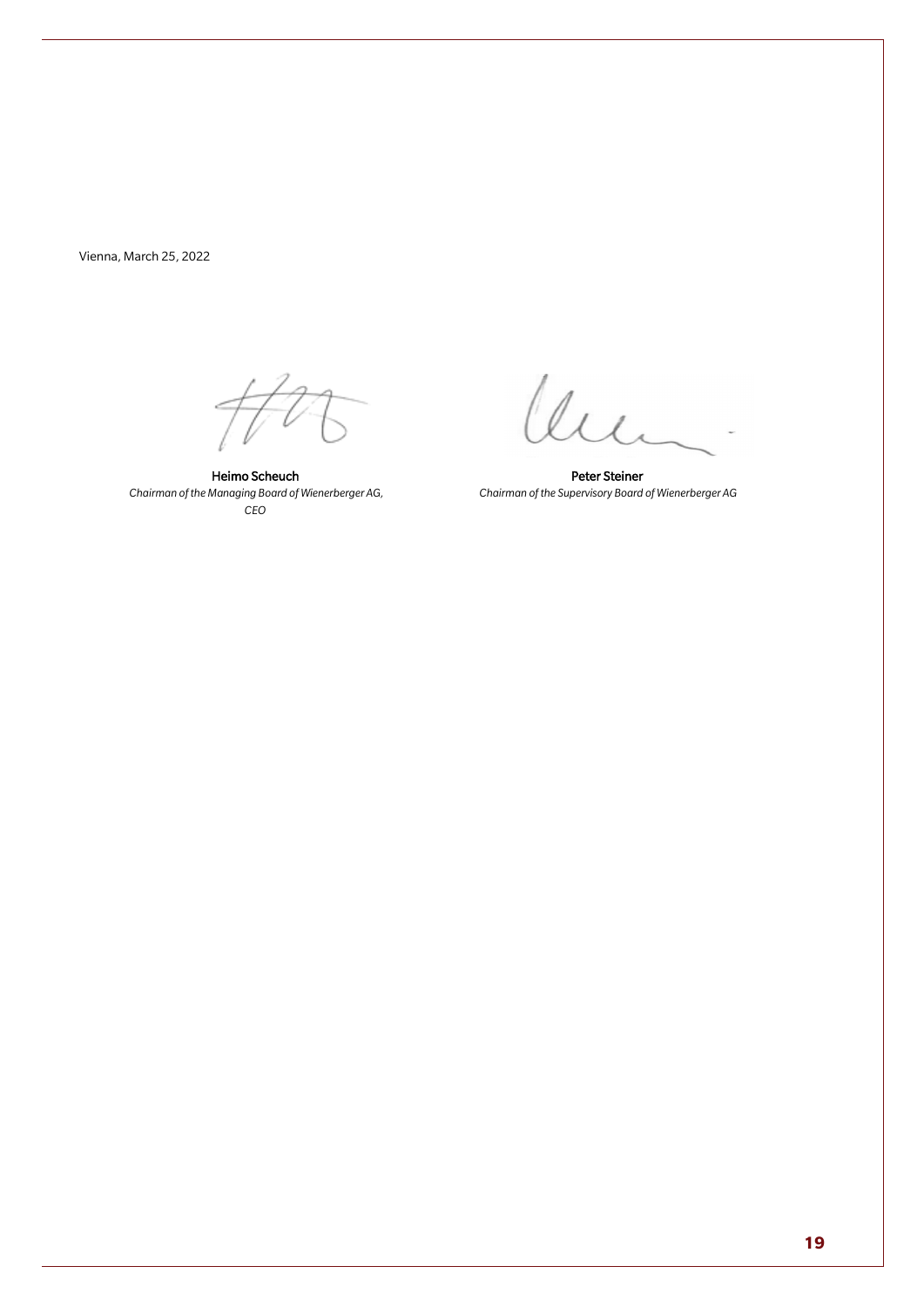Vienna, March 25, 2022

**Heimo Scheuch**
*Chairman of the Managing Board of Wienerberger AG, CEO*

**Peter Steiner**
*Chairman of the Supervisory Board of Wienerberger AG*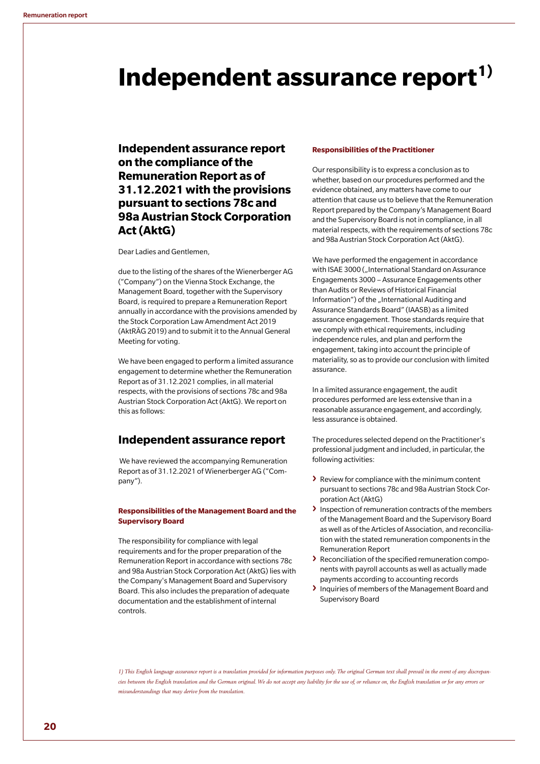# Independent assurance report[1)]

## Independent assurance report on the compliance of the Remuneration Report as of 31.12.2021 with the provisions pursuant to sections 78c and 98a Austrian Stock Corporation Act (AktG)

Dear Ladies and Gentlemen,

due to the listing of the shares of the Wienerberger AG ("Company") on the Vienna Stock Exchange, the Management Board, together with the Supervisory Board, is required to prepare a Remuneration Report annually in accordance with the provisions amended by the Stock Corporation Law Amendment Act 2019 (AktRÄG 2019) and to submit it to the Annual General Meeting for voting.

We have been engaged to perform a limited assurance engagement to determine whether the Remuneration Report as of 31.12.2021 complies, in all material respects, with the provisions of sections 78c and 98a Austrian Stock Corporation Act (AktG). We report on this as follows:

## Independent assurance report

We have reviewed the accompanying Remuneration Report as of 31.12.2021 of Wienerberger AG ("Company").

### Responsibilities of the Management Board and the Supervisory Board

The responsibility for compliance with legal requirements and for the proper preparation of the Remuneration Report in accordance with sections 78c and 98a Austrian Stock Corporation Act (AktG) lies with the Company's Management Board and Supervisory Board. This also includes the preparation of adequate documentation and the establishment of internal controls.

### Responsibilities of the Practitioner

Our responsibility is to express a conclusion as to whether, based on our procedures performed and the evidence obtained, any matters have come to our attention that cause us to believe that the Remuneration Report prepared by the Company's Management Board and the Supervisory Board is not in compliance, in all material respects, with the requirements of sections 78c and 98a Austrian Stock Corporation Act (AktG).

We have performed the engagement in accordance with ISAE 3000 („International Standard on Assurance Engagements 3000 – Assurance Engagements other than Audits or Reviews of Historical Financial Information") of the „International Auditing and Assurance Standards Board" (IAASB) as a limited assurance engagement. Those standards require that we comply with ethical requirements, including independence rules, and plan and perform the engagement, taking into account the principle of materiality, so as to provide our conclusion with limited assurance.

In a limited assurance engagement, the audit procedures performed are less extensive than in a reasonable assurance engagement, and accordingly, less assurance is obtained.

The procedures selected depend on the Practitioner's professional judgment and included, in particular, the following activities:

- Review for compliance with the minimum content pursuant to sections 78c and 98a Austrian Stock Corporation Act (AktG)
- Inspection of remuneration contracts of the members of the Management Board and the Supervisory Board as well as of the Articles of Association, and reconciliation with the stated remuneration components in the Remuneration Report
- Reconciliation of the specified remuneration components with payroll accounts as well as actually made payments according to accounting records
- Inquiries of members of the Management Board and Supervisory Board

*1) This English language assurance report is a translation provided for information purposes only. The original German text shall prevail in the event of any discrepancies between the English translation and the German original. We do not accept any liability for the use of, or reliance on, the English translation or for any errors or misunderstandings that may derive from the translation.*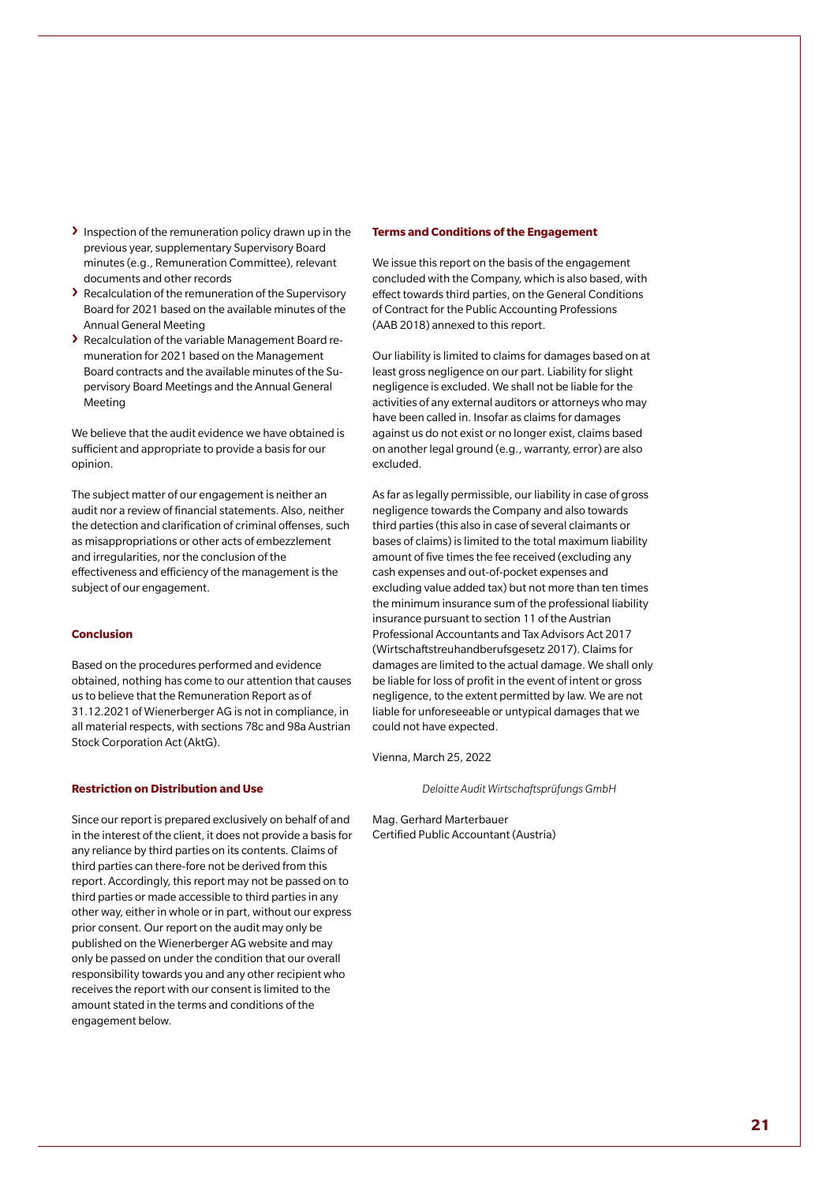- Inspection of the remuneration policy drawn up in the previous year, supplementary Supervisory Board minutes (e.g., Remuneration Committee), relevant documents and other records
- Recalculation of the remuneration of the Supervisory Board for 2021 based on the available minutes of the Annual General Meeting
- Recalculation of the variable Management Board remuneration for 2021 based on the Management Board contracts and the available minutes of the Supervisory Board Meetings and the Annual General Meeting

We believe that the audit evidence we have obtained is sufficient and appropriate to provide a basis for our opinion.

The subject matter of our engagement is neither an audit nor a review of financial statements. Also, neither the detection and clarification of criminal offenses, such as misappropriations or other acts of embezzlement and irregularities, nor the conclusion of the effectiveness and efficiency of the management is the subject of our engagement.

**Conclusion**

Based on the procedures performed and evidence obtained, nothing has come to our attention that causes us to believe that the Remuneration Report as of 31.12.2021 of Wienerberger AG is not in compliance, in all material respects, with sections 78c and 98a Austrian Stock Corporation Act (AktG).

**Restriction on Distribution and Use**

Since our report is prepared exclusively on behalf of and in the interest of the client, it does not provide a basis for any reliance by third parties on its contents. Claims of third parties can there-fore not be derived from this report. Accordingly, this report may not be passed on to third parties or made accessible to third parties in any other way, either in whole or in part, without our express prior consent. Our report on the audit may only be published on the Wienerberger AG website and may only be passed on under the condition that our overall responsibility towards you and any other recipient who receives the report with our consent is limited to the amount stated in the terms and conditions of the engagement below.

**Terms and Conditions of the Engagement**

We issue this report on the basis of the engagement concluded with the Company, which is also based, with effect towards third parties, on the General Conditions of Contract for the Public Accounting Professions (AAB 2018) annexed to this report.

Our liability is limited to claims for damages based on at least gross negligence on our part. Liability for slight negligence is excluded. We shall not be liable for the activities of any external auditors or attorneys who may have been called in. Insofar as claims for damages against us do not exist or no longer exist, claims based on another legal ground (e.g., warranty, error) are also excluded.

As far as legally permissible, our liability in case of gross negligence towards the Company and also towards third parties (this also in case of several claimants or bases of claims) is limited to the total maximum liability amount of five times the fee received (excluding any cash expenses and out-of-pocket expenses and excluding value added tax) but not more than ten times the minimum insurance sum of the professional liability insurance pursuant to section 11 of the Austrian Professional Accountants and Tax Advisors Act 2017 (Wirtschaftstreuhandberufsgesetz 2017). Claims for damages are limited to the actual damage. We shall only be liable for loss of profit in the event of intent or gross negligence, to the extent permitted by law. We are not liable for unforeseeable or untypical damages that we could not have expected.

Vienna, March 25, 2022

*Deloitte Audit Wirtschaftsprüfungs GmbH*

Mag. Gerhard Marterbauer
Certified Public Accountant (Austria)